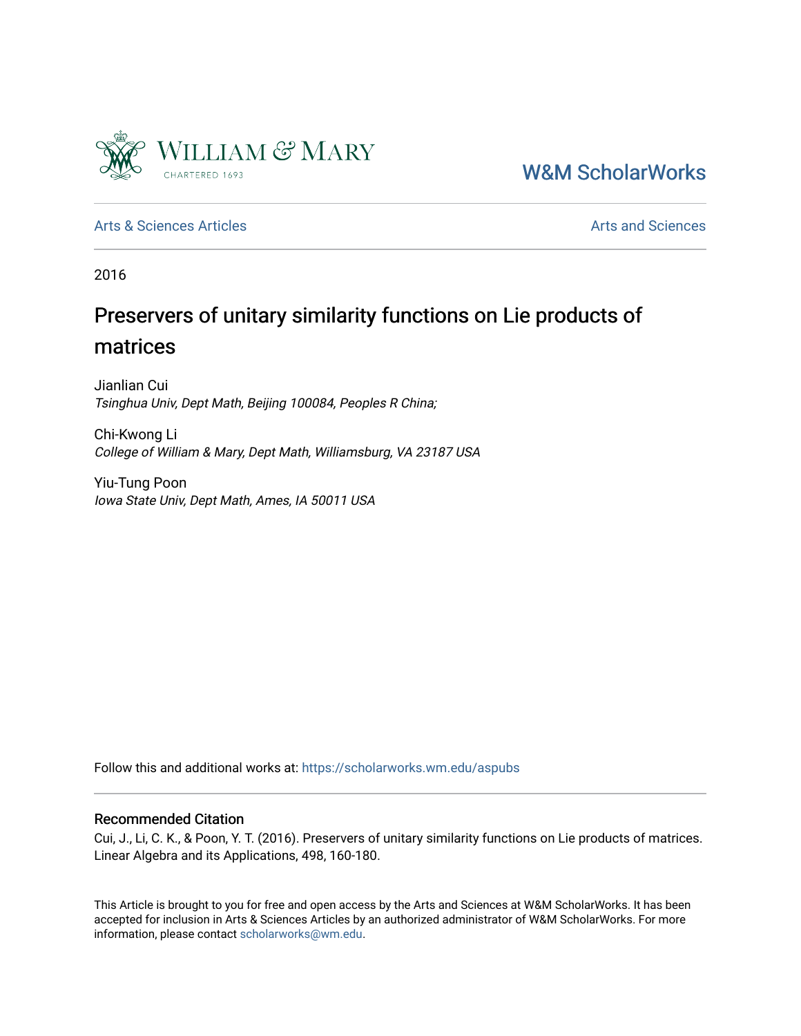W&M ScholarWorks

Arts & Sciences Articles

Arts and Sciences

2016

# Preservers of unitary similarity functions on Lie products of matrices

Jianlian Cui
*Tsinghua Univ, Dept Math, Beijing 100084, Peoples R China;*

Chi-Kwong Li
*College of William & Mary, Dept Math, Williamsburg, VA 23187 USA*

Yiu-Tung Poon
*Iowa State Univ, Dept Math, Ames, IA 50011 USA*

Follow this and additional works at: https://scholarworks.wm.edu/aspubs

### Recommended Citation

Cui, J., Li, C. K., & Poon, Y. T. (2016). Preservers of unitary similarity functions on Lie products of matrices. Linear Algebra and its Applications, 498, 160-180.

This Article is brought to you for free and open access by the Arts and Sciences at W&M ScholarWorks. It has been accepted for inclusion in Arts & Sciences Articles by an authorized administrator of W&M ScholarWorks. For more information, please contact scholarworks@wm.edu.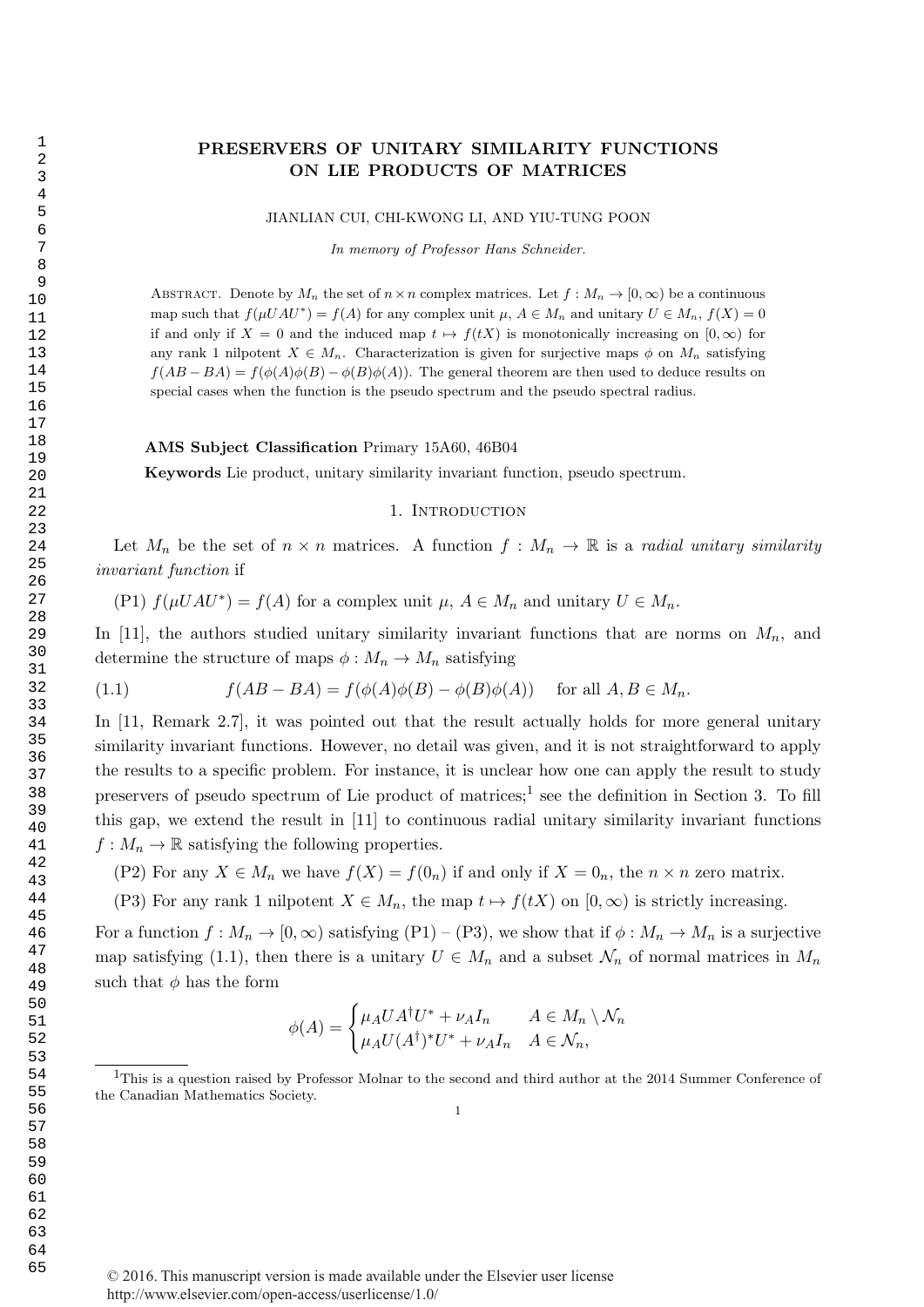**PRESERVERS OF UNITARY SIMILARITY FUNCTIONS ON LIE PRODUCTS OF MATRICES**

JIANLIAN CUI, CHI-KWONG LI, AND YIU-TUNG POON

*In memory of Professor Hans Schneider.*

Abstract. Denote by $M_n$ the set of $n \times n$ complex matrices. Let $f : M_n \to [0, \infty)$ be a continuous map such that $f(\mu U A U^*) = f(A)$ for any complex unit $\mu$, $A \in M_n$ and unitary $U \in M_n$, $f(X) = 0$ if and only if $X = 0$ and the induced map $t \mapsto f(tX)$ is monotonically increasing on $[0, \infty)$ for any rank 1 nilpotent $X \in M_n$. Characterization is given for surjective maps $\phi$ on $M_n$ satisfying $f(AB - BA) = f(\phi(A)\phi(B) - \phi(B)\phi(A))$. The general theorem are then used to deduce results on special cases when the function is the pseudo spectrum and the pseudo spectral radius.

**AMS Subject Classification** Primary 15A60, 46B04

**Keywords** Lie product, unitary similarity invariant function, pseudo spectrum.

## 1. Introduction

Let $M_n$ be the set of $n \times n$ matrices. A function $f : M_n \to \mathbb{R}$ is a *radial unitary similarity invariant function* if

(P1) $f(\mu U A U^*) = f(A)$ for a complex unit $\mu$, $A \in M_n$ and unitary $U \in M_n$.

In [11], the authors studied unitary similarity invariant functions that are norms on $M_n$, and determine the structure of maps $\phi : M_n \to M_n$ satisfying

$$f(AB - BA) = f(\phi(A)\phi(B) - \phi(B)\phi(A)) \quad \text{for all } A, B \in M_n. \tag{1.1}$$

In [11, Remark 2.7], it was pointed out that the result actually holds for more general unitary similarity invariant functions. However, no detail was given, and it is not straightforward to apply the results to a specific problem. For instance, it is unclear how one can apply the result to study preservers of pseudo spectrum of Lie product of matrices;[1] see the definition in Section 3. To fill this gap, we extend the result in [11] to continuous radial unitary similarity invariant functions $f : M_n \to \mathbb{R}$ satisfying the following properties.

(P2) For any $X \in M_n$ we have $f(X) = f(0_n)$ if and only if $X = 0_n$, the $n \times n$ zero matrix.

(P3) For any rank 1 nilpotent $X \in M_n$, the map $t \mapsto f(tX)$ on $[0, \infty)$ is strictly increasing.

For a function $f : M_n \to [0, \infty)$ satisfying (P1) – (P3), we show that if $\phi : M_n \to M_n$ is a surjective map satisfying (1.1), then there is a unitary $U \in M_n$ and a subset $\mathcal{N}_n$ of normal matrices in $M_n$ such that $\phi$ has the form

$$\phi(A) = \begin{cases} \mu_A U A^{\dagger} U^* + \nu_A I_n & A \in M_n \setminus \mathcal{N}_n \\ \mu_A U (A^{\dagger})^* U^* + \nu_A I_n & A \in \mathcal{N}_n, \end{cases}$$

[1] This is a question raised by Professor Molnar to the second and third author at the 2014 Summer Conference of the Canadian Mathematics Society.

© 2016. This manuscript version is made available under the Elsevier user license http://www.elsevier.com/open-access/userlicense/1.0/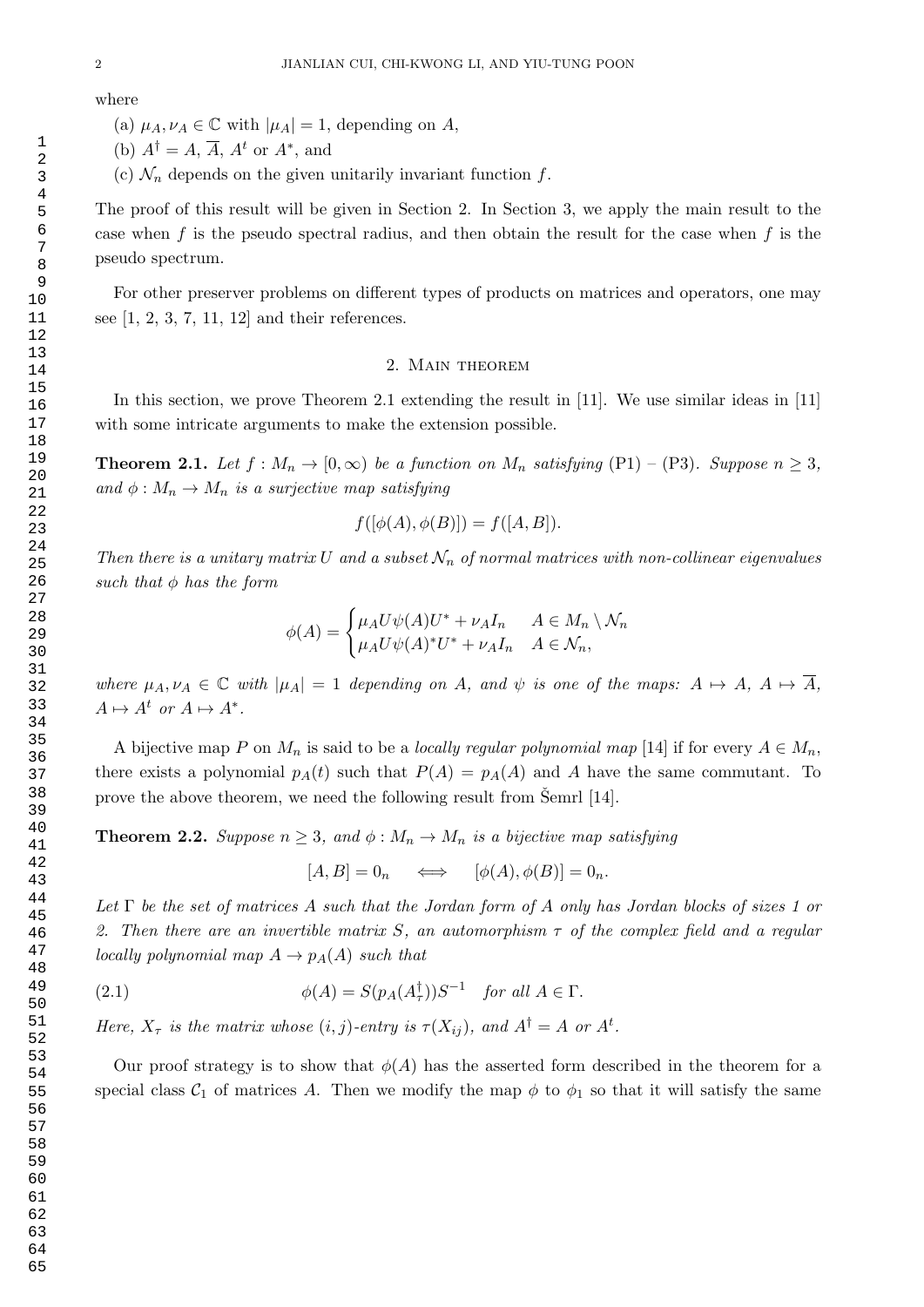where

(a) $\mu_A, \nu_A \in \mathbb{C}$ with $|\mu_A| = 1$, depending on $A$,

(b) $A^\dagger = A$, $\overline{A}$, $A^t$ or $A^*$, and

(c) $\mathcal{N}_n$ depends on the given unitarily invariant function $f$.

The proof of this result will be given in Section 2. In Section 3, we apply the main result to the case when $f$ is the pseudo spectral radius, and then obtain the result for the case when $f$ is the pseudo spectrum.

For other preserver problems on different types of products on matrices and operators, one may see [1, 2, 3, 7, 11, 12] and their references.

## 2. Main theorem

In this section, we prove Theorem 2.1 extending the result in [11]. We use similar ideas in [11] with some intricate arguments to make the extension possible.

**Theorem 2.1.** *Let $f : M_n \to [0, \infty)$ be a function on $M_n$ satisfying (P1) – (P3). Suppose $n \geq 3$, and $\phi : M_n \to M_n$ is a surjective map satisfying*

$$f([\phi(A), \phi(B)]) = f([A, B]).$$

*Then there is a unitary matrix $U$ and a subset $\mathcal{N}_n$ of normal matrices with non-collinear eigenvalues such that $\phi$ has the form*

$$\phi(A) = \begin{cases} \mu_A U\psi(A)U^* + \nu_A I_n & A \in M_n \setminus \mathcal{N}_n \\ \mu_A U\psi(A)^* U^* + \nu_A I_n & A \in \mathcal{N}_n, \end{cases}$$

*where $\mu_A, \nu_A \in \mathbb{C}$ with $|\mu_A| = 1$ depending on $A$, and $\psi$ is one of the maps: $A \mapsto A$, $A \mapsto \overline{A}$, $A \mapsto A^t$ or $A \mapsto A^*$.*

A bijective map $P$ on $M_n$ is said to be a *locally regular polynomial map* [14] if for every $A \in M_n$, there exists a polynomial $p_A(t)$ such that $P(A) = p_A(A)$ and $A$ have the same commutant. To prove the above theorem, we need the following result from Šemrl [14].

**Theorem 2.2.** *Suppose $n \geq 3$, and $\phi : M_n \to M_n$ is a bijective map satisfying*

$$[A, B] = 0_n \quad \Longleftrightarrow \quad [\phi(A), \phi(B)] = 0_n.$$

*Let $\Gamma$ be the set of matrices $A$ such that the Jordan form of $A$ only has Jordan blocks of sizes 1 or 2. Then there are an invertible matrix $S$, an automorphism $\tau$ of the complex field and a regular locally polynomial map $A \to p_A(A)$ such that*

$$\phi(A) = S(p_A(A_\tau^\dagger))S^{-1} \quad \text{for all } A \in \Gamma. \tag{2.1}$$

*Here, $X_\tau$ is the matrix whose $(i, j)$-entry is $\tau(X_{ij})$, and $A^\dagger = A$ or $A^t$.*

Our proof strategy is to show that $\phi(A)$ has the asserted form described in the theorem for a special class $\mathcal{C}_1$ of matrices $A$. Then we modify the map $\phi$ to $\phi_1$ so that it will satisfy the same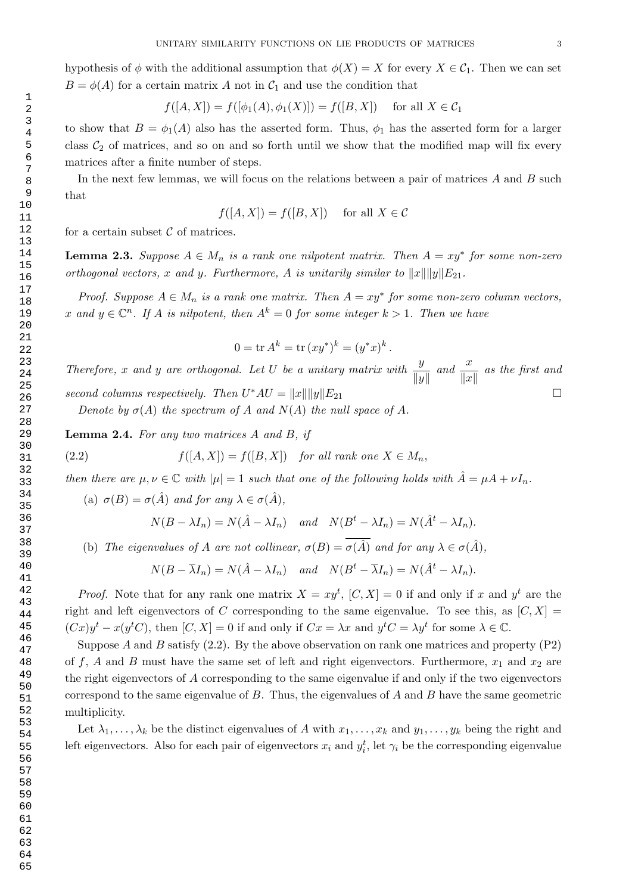hypothesis of $\phi$ with the additional assumption that $\phi(X) = X$ for every $X \in \mathcal{C}_1$. Then we can set $B = \phi(A)$ for a certain matrix $A$ not in $\mathcal{C}_1$ and use the condition that

$$f([A, X]) = f([\phi_1(A), \phi_1(X)]) = f([B, X]) \quad \text{for all } X \in \mathcal{C}_1$$

to show that $B = \phi_1(A)$ also has the asserted form. Thus, $\phi_1$ has the asserted form for a larger class $\mathcal{C}_2$ of matrices, and so on and so forth until we show that the modified map will fix every matrices after a finite number of steps.

In the next few lemmas, we will focus on the relations between a pair of matrices $A$ and $B$ such that

$$f([A, X]) = f([B, X]) \quad \text{for all } X \in \mathcal{C}$$

for a certain subset $\mathcal{C}$ of matrices.

**Lemma 2.3.** *Suppose $A \in M_n$ is a rank one nilpotent matrix. Then $A = xy^*$ for some non-zero orthogonal vectors, $x$ and $y$. Furthermore, $A$ is unitarily similar to $\|x\|\|y\|E_{21}$.*

*Proof. Suppose $A \in M_n$ is a rank one matrix. Then $A = xy^*$ for some non-zero column vectors, $x$ and $y \in \mathbb{C}^n$. If $A$ is nilpotent, then $A^k = 0$ for some integer $k > 1$. Then we have*

$$0 = \operatorname{tr} A^k = \operatorname{tr}(xy^*)^k = (y^*x)^k.$$

*Therefore, $x$ and $y$ are orthogonal. Let $U$ be a unitary matrix with $\dfrac{y}{\|y\|}$ and $\dfrac{x}{\|x\|}$ as the first and second columns respectively. Then $U^*AU = \|x\|\|y\|E_{21}$* □

Denote by $\sigma(A)$ the spectrum of $A$ and $N(A)$ the null space of $A$.

**Lemma 2.4.** *For any two matrices $A$ and $B$, if*

$$f([A, X]) = f([B, X]) \quad \text{for all rank one } X \in M_n, \tag{2.2}$$

*then there are $\mu, \nu \in \mathbb{C}$ with $|\mu| = 1$ such that one of the following holds with $\hat{A} = \mu A + \nu I_n$.*

(a) *$\sigma(B) = \sigma(\hat{A})$ and for any $\lambda \in \sigma(\hat{A})$,*

$$N(B - \lambda I_n) = N(\hat{A} - \lambda I_n) \quad \text{and} \quad N(B^t - \lambda I_n) = N(\hat{A}^t - \lambda I_n).$$

(b) *The eigenvalues of $A$ are not collinear, $\sigma(B) = \overline{\sigma(\hat{A})}$ and for any $\lambda \in \sigma(\hat{A})$,*

$$N(B - \overline{\lambda} I_n) = N(\hat{A} - \lambda I_n) \quad \text{and} \quad N(B^t - \overline{\lambda} I_n) = N(\hat{A}^t - \lambda I_n).$$

*Proof.* Note that for any rank one matrix $X = xy^t$, $[C, X] = 0$ if and only if $x$ and $y^t$ are the right and left eigenvectors of $C$ corresponding to the same eigenvalue. To see this, as $[C, X] = (Cx)y^t - x(y^tC)$, then $[C, X] = 0$ if and only if $Cx = \lambda x$ and $y^tC = \lambda y^t$ for some $\lambda \in \mathbb{C}$.

Suppose $A$ and $B$ satisfy (2.2). By the above observation on rank one matrices and property (P2) of $f$, $A$ and $B$ must have the same set of left and right eigenvectors. Furthermore, $x_1$ and $x_2$ are the right eigenvectors of $A$ corresponding to the same eigenvalue if and only if the two eigenvectors correspond to the same eigenvalue of $B$. Thus, the eigenvalues of $A$ and $B$ have the same geometric multiplicity.

Let $\lambda_1, \ldots, \lambda_k$ be the distinct eigenvalues of $A$ with $x_1, \ldots, x_k$ and $y_1, \ldots, y_k$ being the right and left eigenvectors. Also for each pair of eigenvectors $x_i$ and $y_i^t$, let $\gamma_i$ be the corresponding eigenvalue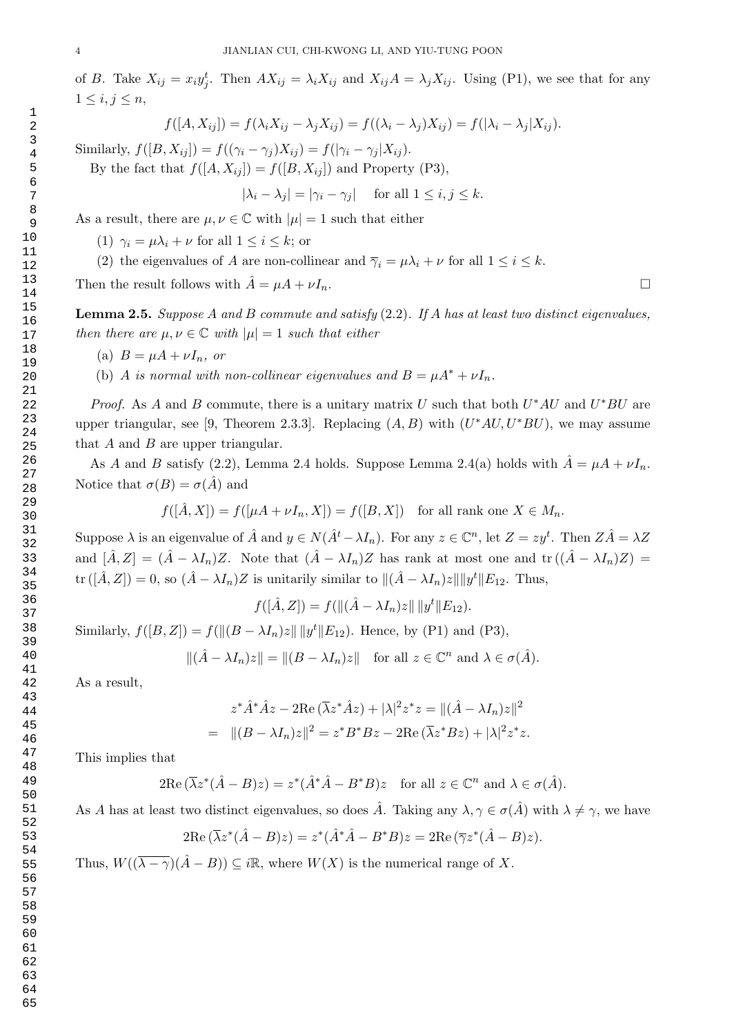of $B$. Take $X_{ij} = x_i y_j^t$. Then $AX_{ij} = \lambda_i X_{ij}$ and $X_{ij}A = \lambda_j X_{ij}$. Using (P1), we see that for any $1 \le i, j \le n$,

$$f([A, X_{ij}]) = f(\lambda_i X_{ij} - \lambda_j X_{ij}) = f((\lambda_i - \lambda_j)X_{ij}) = f(|\lambda_i - \lambda_j| X_{ij}).$$

Similarly, $f([B, X_{ij}]) = f((\gamma_i - \gamma_j)X_{ij}) = f(|\gamma_i - \gamma_j| X_{ij})$.

By the fact that $f([A, X_{ij}]) = f([B, X_{ij}])$ and Property (P3),

$$|\lambda_i - \lambda_j| = |\gamma_i - \gamma_j| \quad \text{for all } 1 \le i, j \le k.$$

As a result, there are $\mu, \nu \in \mathbb{C}$ with $|\mu| = 1$ such that either

(1) $\gamma_i = \mu\lambda_i + \nu$ for all $1 \le i \le k$; or

(2) the eigenvalues of $A$ are non-collinear and $\overline{\gamma}_i = \mu\lambda_i + \nu$ for all $1 \le i \le k$.

Then the result follows with $\hat{A} = \mu A + \nu I_n$. □

**Lemma 2.5.** *Suppose $A$ and $B$ commute and satisfy* (2.2)*. If $A$ has at least two distinct eigenvalues, then there are $\mu, \nu \in \mathbb{C}$ with $|\mu| = 1$ such that either*

(a) *$B = \mu A + \nu I_n$, or*

(b) *$A$ is normal with non-collinear eigenvalues and $B = \mu A^* + \nu I_n$.*

*Proof.* As $A$ and $B$ commute, there is a unitary matrix $U$ such that both $U^*AU$ and $U^*BU$ are upper triangular, see [9, Theorem 2.3.3]. Replacing $(A, B)$ with $(U^*AU, U^*BU)$, we may assume that $A$ and $B$ are upper triangular.

As $A$ and $B$ satisfy (2.2), Lemma 2.4 holds. Suppose Lemma 2.4(a) holds with $\hat{A} = \mu A + \nu I_n$. Notice that $\sigma(B) = \sigma(\hat{A})$ and

$$f([\hat{A}, X]) = f([\mu A + \nu I_n, X]) = f([B, X]) \quad \text{for all rank one } X \in M_n.$$

Suppose $\lambda$ is an eigenvalue of $\hat{A}$ and $y \in N(\hat{A}^t - \lambda I_n)$. For any $z \in \mathbb{C}^n$, let $Z = zy^t$. Then $Z\hat{A} = \lambda Z$ and $[\hat{A}, Z] = (\hat{A} - \lambda I_n)Z$. Note that $(\hat{A} - \lambda I_n)Z$ has rank at most one and $\operatorname{tr}((\hat{A} - \lambda I_n)Z) = \operatorname{tr}([\hat{A}, Z]) = 0$, so $(\hat{A} - \lambda I_n)Z$ is unitarily similar to $\|(\hat{A} - \lambda I_n)z\| \|y^t\| E_{12}$. Thus,

$$f([\hat{A}, Z]) = f(\|(\hat{A} - \lambda I_n)z\| \, \|y^t\| E_{12}).$$

Similarly, $f([B, Z]) = f(\|(B - \lambda I_n)z\| \, \|y^t\| E_{12})$. Hence, by (P1) and (P3),

$$\|(\hat{A} - \lambda I_n)z\| = \|(B - \lambda I_n)z\| \quad \text{for all } z \in \mathbb{C}^n \text{ and } \lambda \in \sigma(\hat{A}).$$

As a result,

$$\begin{aligned} & z^*\hat{A}^*\hat{A}z - 2\mathrm{Re}\,(\overline{\lambda} z^*\hat{A}z) + |\lambda|^2 z^*z = \|(\hat{A} - \lambda I_n)z\|^2 \\ = \; & \|(B - \lambda I_n)z\|^2 = z^*B^*Bz - 2\mathrm{Re}\,(\overline{\lambda} z^*Bz) + |\lambda|^2 z^*z. \end{aligned}$$

This implies that

$$2\mathrm{Re}\,(\overline{\lambda} z^*(\hat{A} - B)z) = z^*(\hat{A}^*\hat{A} - B^*B)z \quad \text{for all } z \in \mathbb{C}^n \text{ and } \lambda \in \sigma(\hat{A}).$$

As $A$ has at least two distinct eigenvalues, so does $\hat{A}$. Taking any $\lambda, \gamma \in \sigma(\hat{A})$ with $\lambda \neq \gamma$, we have

$$2\mathrm{Re}\,(\overline{\lambda} z^*(\hat{A} - B)z) = z^*(\hat{A}^*\hat{A} - B^*B)z = 2\mathrm{Re}\,(\overline{\gamma} z^*(\hat{A} - B)z).$$

Thus, $W((\overline{\lambda - \gamma})(\hat{A} - B)) \subseteq i\mathbb{R}$, where $W(X)$ is the numerical range of $X$.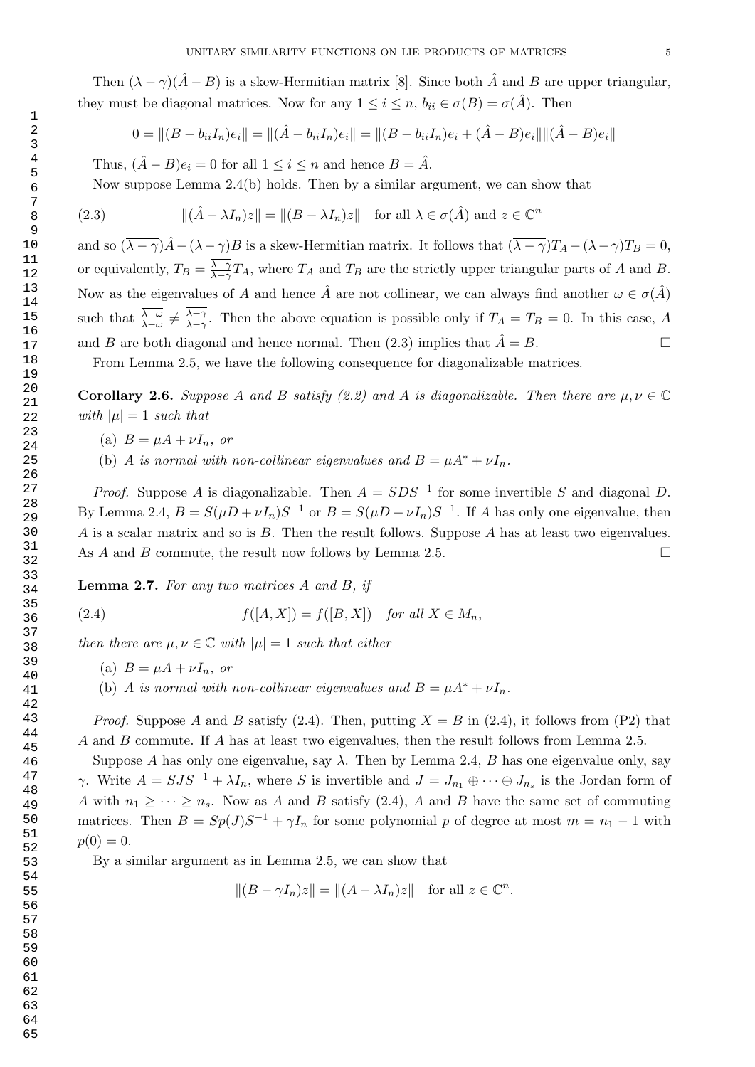Then $(\overline{\lambda - \gamma})(\hat{A} - B)$ is a skew-Hermitian matrix [8]. Since both $\hat{A}$ and $B$ are upper triangular, they must be diagonal matrices. Now for any $1 \le i \le n$, $b_{ii} \in \sigma(B) = \sigma(\hat{A})$. Then

$$0 = \|(B - b_{ii}I_n)e_i\| = \|(\hat{A} - b_{ii}I_n)e_i\| = \|(B - b_{ii}I_n)e_i + (\hat{A} - B)e_i\| \|(\hat{A} - B)e_i\|$$

Thus, $(\hat{A} - B)e_i = 0$ for all $1 \le i \le n$ and hence $B = \hat{A}$.

Now suppose Lemma 2.4(b) holds. Then by a similar argument, we can show that

$$\|(\hat{A} - \lambda I_n)z\| = \|(B - \overline{\lambda} I_n)z\| \quad \text{for all } \lambda \in \sigma(\hat{A}) \text{ and } z \in \mathbb{C}^n \tag{2.3}$$

and so $(\overline{\lambda - \gamma})\hat{A} - (\lambda - \gamma)B$ is a skew-Hermitian matrix. It follows that $(\overline{\lambda - \gamma})T_A - (\lambda - \gamma)T_B = 0$, or equivalently, $T_B = \frac{\overline{\lambda - \gamma}}{\lambda - \gamma} T_A$, where $T_A$ and $T_B$ are the strictly upper triangular parts of $A$ and $B$. Now as the eigenvalues of $A$ and hence $\hat{A}$ are not collinear, we can always find another $\omega \in \sigma(\hat{A})$ such that $\frac{\overline{\lambda - \omega}}{\lambda - \omega} \neq \frac{\overline{\lambda - \gamma}}{\lambda - \gamma}$. Then the above equation is possible only if $T_A = T_B = 0$. In this case, $A$ and $B$ are both diagonal and hence normal. Then (2.3) implies that $\hat{A} = \overline{B}$. $\square$

From Lemma 2.5, we have the following consequence for diagonalizable matrices.

**Corollary 2.6.** *Suppose $A$ and $B$ satisfy (2.2) and $A$ is diagonalizable. Then there are $\mu, \nu \in \mathbb{C}$ with $|\mu| = 1$ such that*

(a) *$B = \mu A + \nu I_n$, or*

(b) *$A$ is normal with non-collinear eigenvalues and $B = \mu A^* + \nu I_n$.*

*Proof.* Suppose $A$ is diagonalizable. Then $A = SDS^{-1}$ for some invertible $S$ and diagonal $D$. By Lemma 2.4, $B = S(\mu D + \nu I_n)S^{-1}$ or $B = S(\mu \overline{D} + \nu I_n)S^{-1}$. If $A$ has only one eigenvalue, then $A$ is a scalar matrix and so is $B$. Then the result follows. Suppose $A$ has at least two eigenvalues. As $A$ and $B$ commute, the result now follows by Lemma 2.5. $\square$

**Lemma 2.7.** *For any two matrices $A$ and $B$, if*

$$f([A, X]) = f([B, X]) \quad \text{for all } X \in M_n, \tag{2.4}$$

*then there are $\mu, \nu \in \mathbb{C}$ with $|\mu| = 1$ such that either*

(a) *$B = \mu A + \nu I_n$, or*

(b) *$A$ is normal with non-collinear eigenvalues and $B = \mu A^* + \nu I_n$.*

*Proof.* Suppose $A$ and $B$ satisfy (2.4). Then, putting $X = B$ in (2.4), it follows from (P2) that $A$ and $B$ commute. If $A$ has at least two eigenvalues, then the result follows from Lemma 2.5.

Suppose $A$ has only one eigenvalue, say $\lambda$. Then by Lemma 2.4, $B$ has one eigenvalue only, say $\gamma$. Write $A = SJS^{-1} + \lambda I_n$, where $S$ is invertible and $J = J_{n_1} \oplus \cdots \oplus J_{n_s}$ is the Jordan form of $A$ with $n_1 \ge \cdots \ge n_s$. Now as $A$ and $B$ satisfy (2.4), $A$ and $B$ have the same set of commuting matrices. Then $B = Sp(J)S^{-1} + \gamma I_n$ for some polynomial $p$ of degree at most $m = n_1 - 1$ with $p(0) = 0$.

By a similar argument as in Lemma 2.5, we can show that

$$\|(B - \gamma I_n)z\| = \|(A - \lambda I_n)z\| \quad \text{for all } z \in \mathbb{C}^n.$$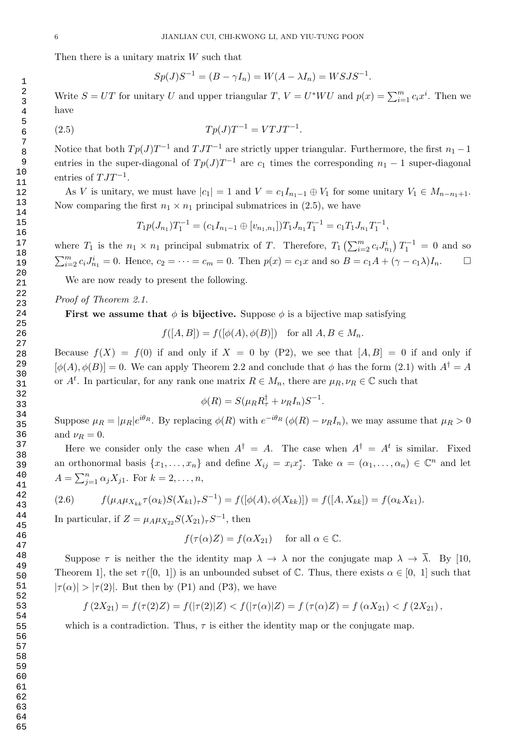Then there is a unitary matrix $W$ such that

$$Sp(J)S^{-1} = (B - \gamma I_n) = W(A - \lambda I_n) = WSJS^{-1}.$$

Write $S = UT$ for unitary $U$ and upper triangular $T$, $V = U^*WU$ and $p(x) = \sum_{i=1}^m c_i x^i$. Then we have

$$Tp(J)T^{-1} = VTJT^{-1}. \tag{2.5}$$

Notice that both $Tp(J)T^{-1}$ and $TJT^{-1}$ are strictly upper triangular. Furthermore, the first $n_1 - 1$ entries in the super-diagonal of $Tp(J)T^{-1}$ are $c_1$ times the corresponding $n_1 - 1$ super-diagonal entries of $TJT^{-1}$.

As $V$ is unitary, we must have $|c_1| = 1$ and $V = c_1 I_{n_1 - 1} \oplus V_1$ for some unitary $V_1 \in M_{n-n_1+1}$. Now comparing the first $n_1 \times n_1$ principal submatrices in (2.5), we have

$$T_1 p(J_{n_1}) T_1^{-1} = (c_1 I_{n_1-1} \oplus [v_{n_1,n_1}]) T_1 J_{n_1} T_1^{-1} = c_1 T_1 J_{n_1} T_1^{-1},$$

where $T_1$ is the $n_1 \times n_1$ principal submatrix of $T$. Therefore, $T_1 \left(\sum_{i=2}^m c_i J_{n_1}^i\right) T_1^{-1} = 0$ and so $\sum_{i=2}^m c_i J_{n_1}^i = 0$. Hence, $c_2 = \cdots = c_m = 0$. Then $p(x) = c_1 x$ and so $B = c_1 A + (\gamma - c_1\lambda) I_n$. $\square$

We are now ready to present the following.

*Proof of Theorem 2.1.*

**First we assume that $\phi$ is bijective.** Suppose $\phi$ is a bijective map satisfying

$$f([A, B]) = f([\phi(A), \phi(B)]) \quad \text{for all } A, B \in M_n.$$

Because $f(X) = f(0)$ if and only if $X = 0$ by (P2), we see that $[A, B] = 0$ if and only if $[\phi(A), \phi(B)] = 0$. We can apply Theorem 2.2 and conclude that $\phi$ has the form (2.1) with $A^\dagger = A$ or $A^t$. In particular, for any rank one matrix $R \in M_n$, there are $\mu_R, \nu_R \in \mathbb{C}$ such that

$$\phi(R) = S(\mu_R R_\tau^\dagger + \nu_R I_n) S^{-1}.$$

Suppose $\mu_R = |\mu_R| e^{i\theta_R}$. By replacing $\phi(R)$ with $e^{-i\theta_R}(\phi(R) - \nu_R I_n)$, we may assume that $\mu_R > 0$ and $\nu_R = 0$.

Here we consider only the case when $A^\dagger = A$. The case when $A^\dagger = A^t$ is similar. Fixed an orthonormal basis $\{x_1, \ldots, x_n\}$ and define $X_{ij} = x_i x_j^*$. Take $\alpha = (\alpha_1, \ldots, \alpha_n) \in \mathbb{C}^n$ and let $A = \sum_{j=1}^n \alpha_j X_{j1}$. For $k = 2, \ldots, n$,

$$f(\mu_A \mu_{X_{kk}} \tau(\alpha_k) S(X_{k1})_\tau S^{-1}) = f([\phi(A), \phi(X_{kk})]) = f([A, X_{kk}]) = f(\alpha_k X_{k1}). \tag{2.6}$$

In particular, if $Z = \mu_A \mu_{X_{22}} S(X_{21})_\tau S^{-1}$, then

$$f(\tau(\alpha) Z) = f(\alpha X_{21}) \quad \text{ for all } \alpha \in \mathbb{C}.$$

Suppose $\tau$ is neither the the identity map $\lambda \to \lambda$ nor the conjugate map $\lambda \to \overline{\lambda}$. By [10, Theorem 1], the set $\tau([0, 1])$ is an unbounded subset of $\mathbb{C}$. Thus, there exists $\alpha \in [0, 1]$ such that $|\tau(\alpha)| > |\tau(2)|$. But then by (P1) and (P3), we have

$$f(2X_{21}) = f(\tau(2)Z) = f(|\tau(2)|Z) < f(|\tau(\alpha)|Z) = f(\tau(\alpha)Z) = f(\alpha X_{21}) < f(2X_{21}),$$

which is a contradiction. Thus, $\tau$ is either the identity map or the conjugate map.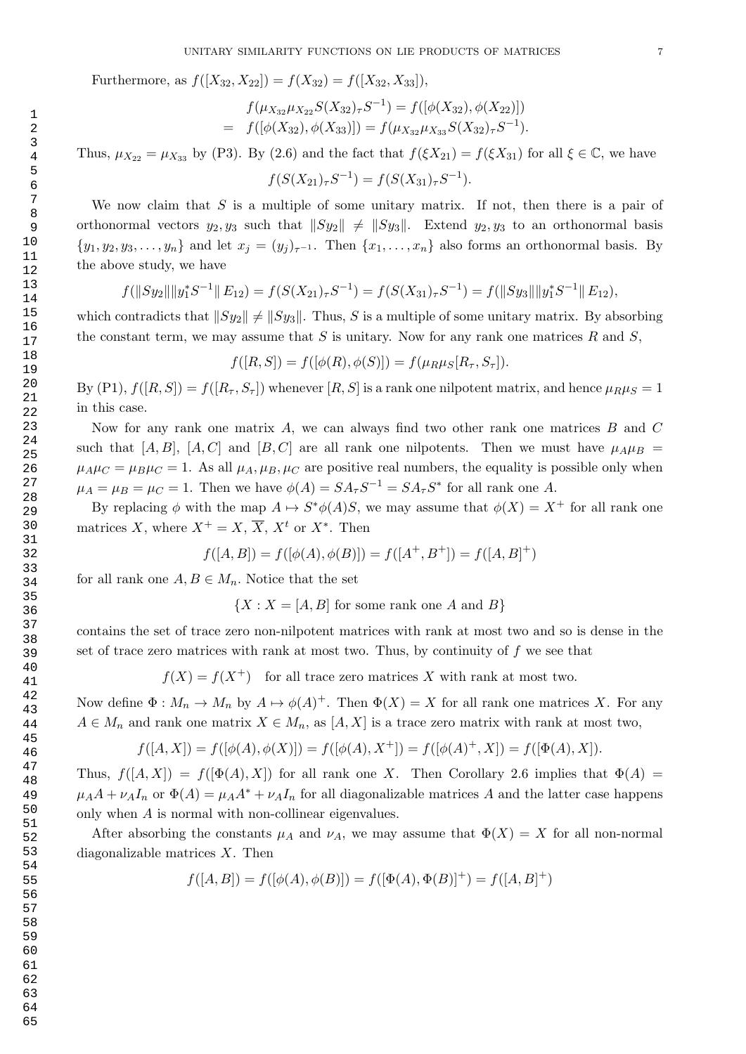Furthermore, as $f([X_{32}, X_{22}]) = f(X_{32}) = f([X_{32}, X_{33}])$,

$$\begin{aligned} & f(\mu_{X_{32}}\mu_{X_{22}}S(X_{32})_\tau S^{-1}) = f([\phi(X_{32}), \phi(X_{22})]) \\ = \;& f([\phi(X_{32}), \phi(X_{33})]) = f(\mu_{X_{32}}\mu_{X_{33}}S(X_{32})_\tau S^{-1}). \end{aligned}$$

Thus, $\mu_{X_{22}} = \mu_{X_{33}}$ by (P3). By (2.6) and the fact that $f(\xi X_{21}) = f(\xi X_{31})$ for all $\xi \in \mathbb{C}$, we have

$$f(S(X_{21})_\tau S^{-1}) = f(S(X_{31})_\tau S^{-1}).$$

We now claim that $S$ is a multiple of some unitary matrix. If not, then there is a pair of orthonormal vectors $y_2, y_3$ such that $\|Sy_2\| \neq \|Sy_3\|$. Extend $y_2, y_3$ to an orthonormal basis $\{y_1, y_2, y_3, \ldots, y_n\}$ and let $x_j = (y_j)_{\tau^{-1}}$. Then $\{x_1, \ldots, x_n\}$ also forms an orthonormal basis. By the above study, we have

$$f(\|Sy_2\|\|y_1^* S^{-1}\|\, E_{12}) = f(S(X_{21})_\tau S^{-1}) = f(S(X_{31})_\tau S^{-1}) = f(\|Sy_3\|\|y_1^* S^{-1}\|\, E_{12}),$$

which contradicts that $\|Sy_2\| \neq \|Sy_3\|$. Thus, $S$ is a multiple of some unitary matrix. By absorbing the constant term, we may assume that $S$ is unitary. Now for any rank one matrices $R$ and $S$,

$$f([R, S]) = f([\phi(R), \phi(S)]) = f(\mu_R\mu_S[R_\tau, S_\tau]).$$

By (P1), $f([R, S]) = f([R_\tau, S_\tau])$ whenever $[R, S]$ is a rank one nilpotent matrix, and hence $\mu_R\mu_S = 1$ in this case.

Now for any rank one matrix $A$, we can always find two other rank one matrices $B$ and $C$ such that $[A, B]$, $[A, C]$ and $[B, C]$ are all rank one nilpotents. Then we must have $\mu_A\mu_B = \mu_A\mu_C = \mu_B\mu_C = 1$. As all $\mu_A, \mu_B, \mu_C$ are positive real numbers, the equality is possible only when $\mu_A = \mu_B = \mu_C = 1$. Then we have $\phi(A) = SA_\tau S^{-1} = SA_\tau S^*$ for all rank one $A$.

By replacing $\phi$ with the map $A \mapsto S^*\phi(A)S$, we may assume that $\phi(X) = X^+$ for all rank one matrices $X$, where $X^+ = X$, $\overline{X}$, $X^t$ or $X^*$. Then

$$f([A, B]) = f([\phi(A), \phi(B)]) = f([A^+, B^+]) = f([A, B]^+)$$

for all rank one $A, B \in M_n$. Notice that the set

$$\{X : X = [A, B] \text{ for some rank one } A \text{ and } B\}$$

contains the set of trace zero non-nilpotent matrices with rank at most two and so is dense in the set of trace zero matrices with rank at most two. Thus, by continuity of $f$ we see that

$$f(X) = f(X^+) \quad \text{for all trace zero matrices } X \text{ with rank at most two.}$$

Now define $\Phi : M_n \to M_n$ by $A \mapsto \phi(A)^+$. Then $\Phi(X) = X$ for all rank one matrices $X$. For any $A \in M_n$ and rank one matrix $X \in M_n$, as $[A, X]$ is a trace zero matrix with rank at most two,

$$f([A, X]) = f([\phi(A), \phi(X)]) = f([\phi(A), X^+]) = f([\phi(A)^+, X]) = f([\Phi(A), X]).$$

Thus, $f([A, X]) = f([\Phi(A), X])$ for all rank one $X$. Then Corollary 2.6 implies that $\Phi(A) = \mu_A A + \nu_A I_n$ or $\Phi(A) = \mu_A A^* + \nu_A I_n$ for all diagonalizable matrices $A$ and the latter case happens only when $A$ is normal with non-collinear eigenvalues.

After absorbing the constants $\mu_A$ and $\nu_A$, we may assume that $\Phi(X) = X$ for all non-normal diagonalizable matrices $X$. Then

$$f([A, B]) = f([\phi(A), \phi(B)]) = f([\Phi(A), \Phi(B)]^+) = f([A, B]^+)$$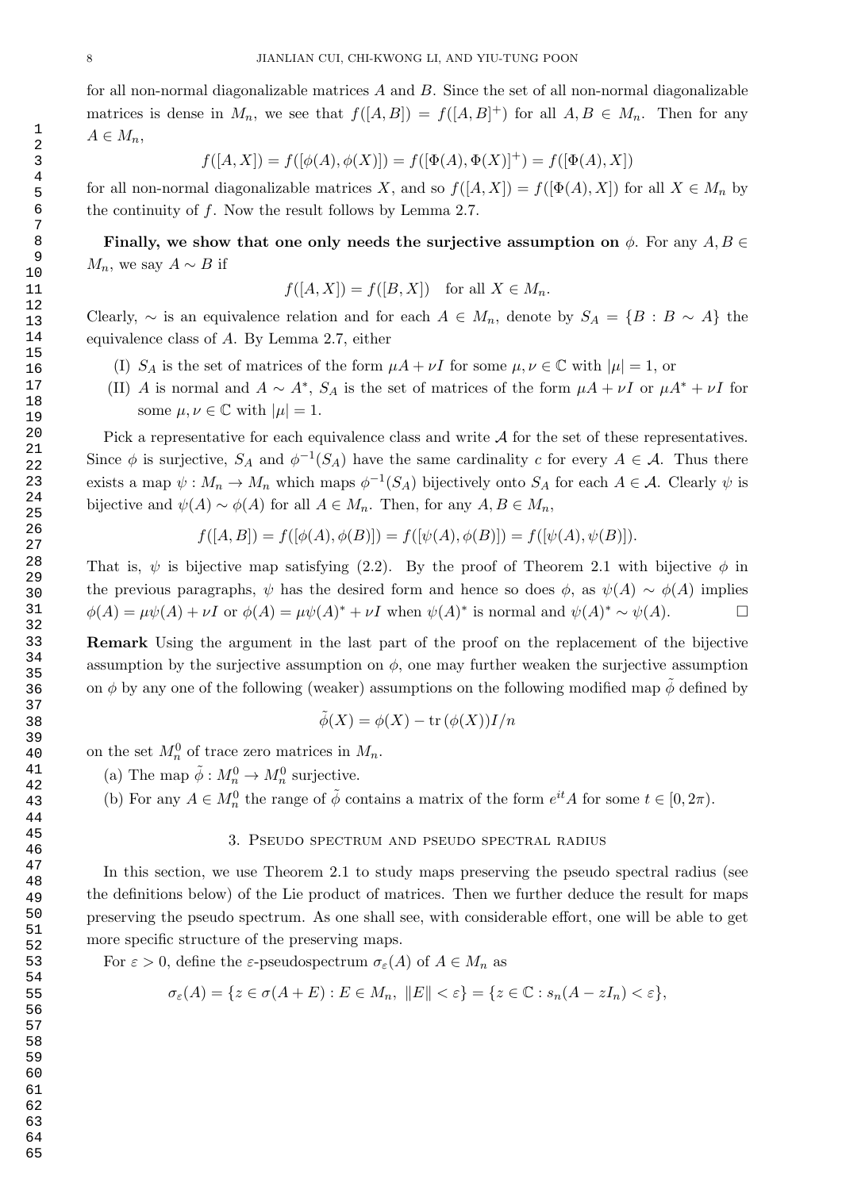for all non-normal diagonalizable matrices $A$ and $B$. Since the set of all non-normal diagonalizable matrices is dense in $M_n$, we see that $f([A,B]) = f([A,B]^+)$ for all $A, B \in M_n$. Then for any $A \in M_n$,

$$f([A,X]) = f([\phi(A),\phi(X)]) = f([\Phi(A),\Phi(X)]^+) = f([\Phi(A),X])$$

for all non-normal diagonalizable matrices $X$, and so $f([A,X]) = f([\Phi(A),X])$ for all $X \in M_n$ by the continuity of $f$. Now the result follows by Lemma 2.7.

**Finally, we show that one only needs the surjective assumption on** $\phi$. For any $A, B \in M_n$, we say $A \sim B$ if

$$f([A,X]) = f([B,X]) \quad \text{for all } X \in M_n.$$

Clearly, $\sim$ is an equivalence relation and for each $A \in M_n$, denote by $S_A = \{B : B \sim A\}$ the equivalence class of $A$. By Lemma 2.7, either

(I) $S_A$ is the set of matrices of the form $\mu A + \nu I$ for some $\mu, \nu \in \mathbb{C}$ with $|\mu| = 1$, or

(II) $A$ is normal and $A \sim A^*$, $S_A$ is the set of matrices of the form $\mu A + \nu I$ or $\mu A^* + \nu I$ for some $\mu, \nu \in \mathbb{C}$ with $|\mu| = 1$.

Pick a representative for each equivalence class and write $\mathcal{A}$ for the set of these representatives. Since $\phi$ is surjective, $S_A$ and $\phi^{-1}(S_A)$ have the same cardinality $c$ for every $A \in \mathcal{A}$. Thus there exists a map $\psi : M_n \to M_n$ which maps $\phi^{-1}(S_A)$ bijectively onto $S_A$ for each $A \in \mathcal{A}$. Clearly $\psi$ is bijective and $\psi(A) \sim \phi(A)$ for all $A \in M_n$. Then, for any $A, B \in M_n$,

$$f([A,B]) = f([\phi(A),\phi(B)]) = f([\psi(A),\phi(B)]) = f([\psi(A),\psi(B)]).$$

That is, $\psi$ is bijective map satisfying (2.2). By the proof of Theorem 2.1 with bijective $\phi$ in the previous paragraphs, $\psi$ has the desired form and hence so does $\phi$, as $\psi(A) \sim \phi(A)$ implies $\phi(A) = \mu\psi(A) + \nu I$ or $\phi(A) = \mu\psi(A)^* + \nu I$ when $\psi(A)^*$ is normal and $\psi(A)^* \sim \psi(A)$. $\square$

**Remark** Using the argument in the last part of the proof on the replacement of the bijective assumption by the surjective assumption on $\phi$, one may further weaken the surjective assumption on $\phi$ by any one of the following (weaker) assumptions on the following modified map $\tilde{\phi}$ defined by

$$\tilde{\phi}(X) = \phi(X) - \operatorname{tr}(\phi(X))I/n$$

on the set $M_n^0$ of trace zero matrices in $M_n$.

(a) The map $\tilde{\phi} : M_n^0 \to M_n^0$ surjective.

(b) For any $A \in M_n^0$ the range of $\tilde{\phi}$ contains a matrix of the form $e^{it}A$ for some $t \in [0, 2\pi)$.

## 3. Pseudo spectrum and pseudo spectral radius

In this section, we use Theorem 2.1 to study maps preserving the pseudo spectral radius (see the definitions below) of the Lie product of matrices. Then we further deduce the result for maps preserving the pseudo spectrum. As one shall see, with considerable effort, one will be able to get more specific structure of the preserving maps.

For $\varepsilon > 0$, define the $\varepsilon$-pseudospectrum $\sigma_\varepsilon(A)$ of $A \in M_n$ as

$$\sigma_\varepsilon(A) = \{z \in \sigma(A+E) : E \in M_n,\ \|E\| < \varepsilon\} = \{z \in \mathbb{C} : s_n(A - zI_n) < \varepsilon\},$$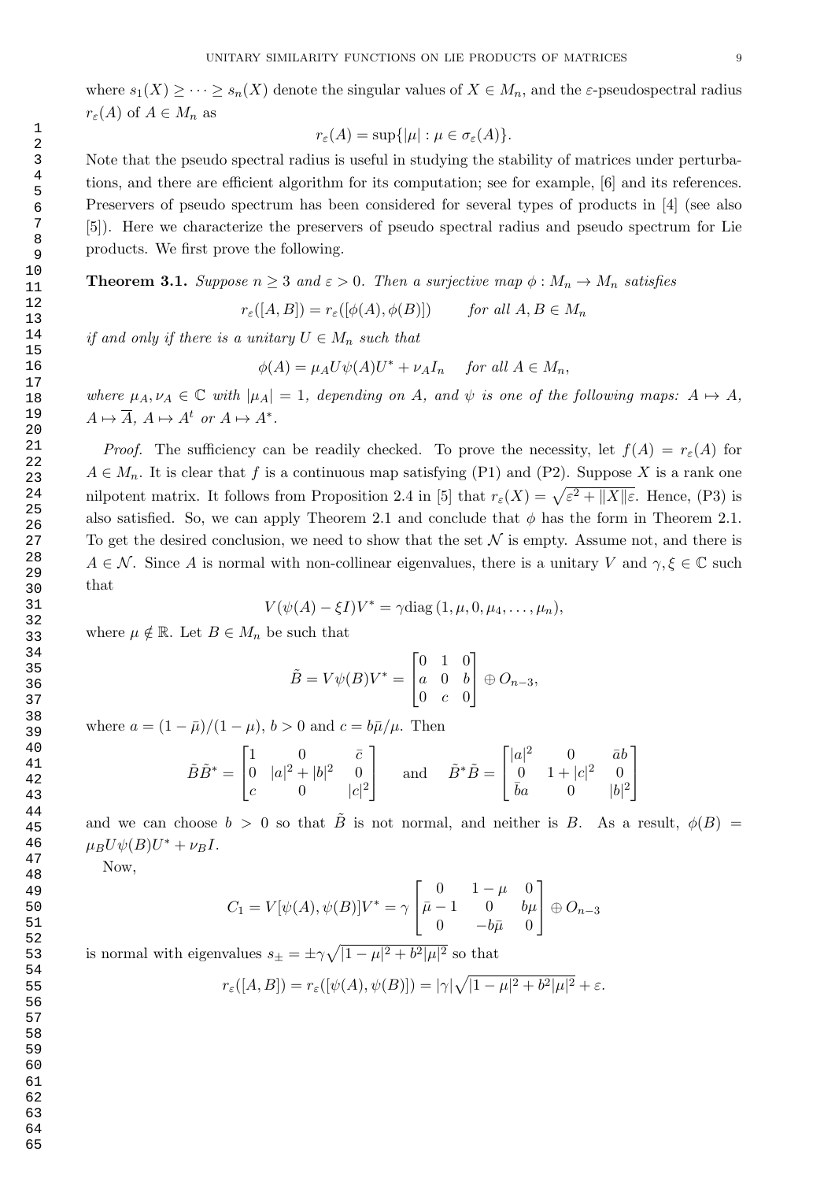where $s_1(X) \geq \cdots \geq s_n(X)$ denote the singular values of $X \in M_n$, and the $\varepsilon$-pseudospectral radius $r_\varepsilon(A)$ of $A \in M_n$ as

$$r_\varepsilon(A) = \sup\{|\mu| : \mu \in \sigma_\varepsilon(A)\}.$$

Note that the pseudo spectral radius is useful in studying the stability of matrices under perturbations, and there are efficient algorithm for its computation; see for example, [6] and its references. Preservers of pseudo spectrum has been considered for several types of products in [4] (see also [5]). Here we characterize the preservers of pseudo spectral radius and pseudo spectrum for Lie products. We first prove the following.

**Theorem 3.1.** *Suppose $n \geq 3$ and $\varepsilon > 0$. Then a surjective map $\phi : M_n \to M_n$ satisfies*

$$r_\varepsilon([A, B]) = r_\varepsilon([\phi(A), \phi(B)]) \qquad \text{for all } A, B \in M_n$$

*if and only if there is a unitary $U \in M_n$ such that*

$$\phi(A) = \mu_A U \psi(A) U^* + \nu_A I_n \quad \text{ for all } A \in M_n,$$

*where $\mu_A, \nu_A \in \mathbb{C}$ with $|\mu_A| = 1$, depending on $A$, and $\psi$ is one of the following maps: $A \mapsto A$, $A \mapsto \overline{A}$, $A \mapsto A^t$ or $A \mapsto A^*$.*

*Proof.* The sufficiency can be readily checked. To prove the necessity, let $f(A) = r_\varepsilon(A)$ for $A \in M_n$. It is clear that $f$ is a continuous map satisfying (P1) and (P2). Suppose $X$ is a rank one nilpotent matrix. It follows from Proposition 2.4 in [5] that $r_\varepsilon(X) = \sqrt{\varepsilon^2 + \|X\|\varepsilon}$. Hence, (P3) is also satisfied. So, we can apply Theorem 2.1 and conclude that $\phi$ has the form in Theorem 2.1. To get the desired conclusion, we need to show that the set $\mathcal{N}$ is empty. Assume not, and there is $A \in \mathcal{N}$. Since $A$ is normal with non-collinear eigenvalues, there is a unitary $V$ and $\gamma, \xi \in \mathbb{C}$ such that

$$V(\psi(A) - \xi I)V^* = \gamma \operatorname{diag}(1, \mu, 0, \mu_4, \ldots, \mu_n),$$

where $\mu \notin \mathbb{R}$. Let $B \in M_n$ be such that

$$\tilde{B} = V\psi(B)V^* = \begin{bmatrix} 0 & 1 & 0 \\ a & 0 & b \\ 0 & c & 0 \end{bmatrix} \oplus O_{n-3},$$

where $a = (1 - \bar{\mu})/(1 - \mu)$, $b > 0$ and $c = b\bar{\mu}/\mu$. Then

$$\tilde{B}\tilde{B}^* = \begin{bmatrix} 1 & 0 & \bar{c} \\ 0 & |a|^2 + |b|^2 & 0 \\ c & 0 & |c|^2 \end{bmatrix} \quad \text{and} \quad \tilde{B}^*\tilde{B} = \begin{bmatrix} |a|^2 & 0 & \bar{a}b \\ 0 & 1 + |c|^2 & 0 \\ \bar{b}a & 0 & |b|^2 \end{bmatrix}$$

and we can choose $b > 0$ so that $\tilde{B}$ is not normal, and neither is $B$. As a result, $\phi(B) = \mu_B U\psi(B)U^* + \nu_B I$.

Now,

$$C_1 = V[\psi(A), \psi(B)]V^* = \gamma \begin{bmatrix} 0 & 1 - \mu & 0 \\ \bar{\mu} - 1 & 0 & b\mu \\ 0 & -b\bar{\mu} & 0 \end{bmatrix} \oplus O_{n-3}$$

is normal with eigenvalues $s_\pm = \pm\gamma\sqrt{|1 - \mu|^2 + b^2|\mu|^2}$ so that

$$r_\varepsilon([A, B]) = r_\varepsilon([\psi(A), \psi(B)]) = |\gamma|\sqrt{|1 - \mu|^2 + b^2|\mu|^2} + \varepsilon.$$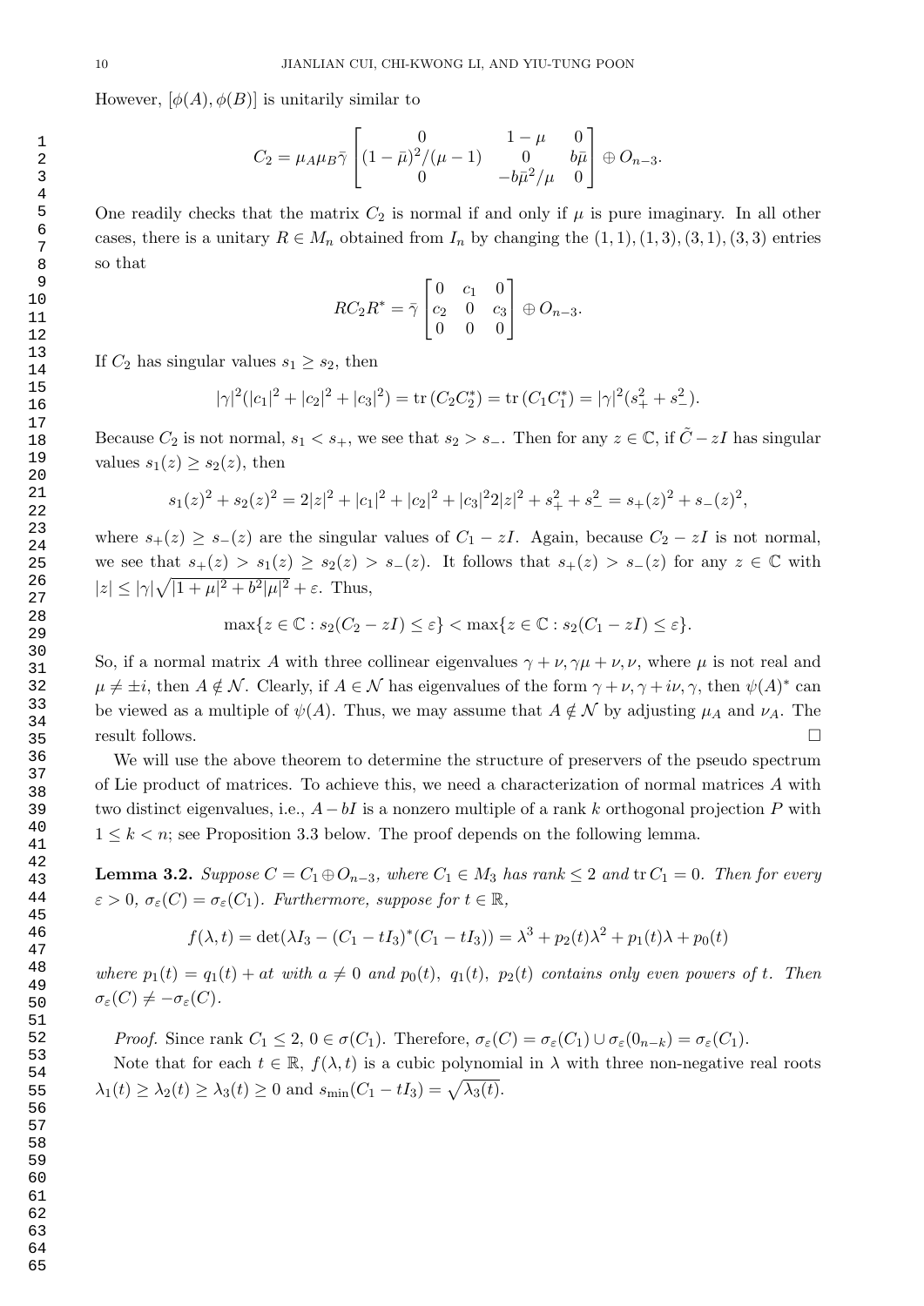However, $[\phi(A), \phi(B)]$ is unitarily similar to

$$C_2 = \mu_A\mu_B\bar{\gamma}\begin{bmatrix} 0 & 1-\mu & 0 \\ (1-\bar{\mu})^2/(\mu-1) & 0 & b\bar{\mu} \\ 0 & -b\bar{\mu}^2/\mu & 0 \end{bmatrix} \oplus O_{n-3}.$$

One readily checks that the matrix $C_2$ is normal if and only if $\mu$ is pure imaginary. In all other cases, there is a unitary $R \in M_n$ obtained from $I_n$ by changing the $(1,1), (1,3), (3,1), (3,3)$ entries so that

$$RC_2R^* = \bar{\gamma}\begin{bmatrix} 0 & c_1 & 0 \\ c_2 & 0 & c_3 \\ 0 & 0 & 0 \end{bmatrix} \oplus O_{n-3}.$$

If $C_2$ has singular values $s_1 \geq s_2$, then

$$|\gamma|^2(|c_1|^2 + |c_2|^2 + |c_3|^2) = \operatorname{tr}(C_2C_2^*) = \operatorname{tr}(C_1C_1^*) = |\gamma|^2(s_+^2 + s_-^2).$$

Because $C_2$ is not normal, $s_1 < s_+$, we see that $s_2 > s_-$. Then for any $z \in \mathbb{C}$, if $\tilde{C} - zI$ has singular values $s_1(z) \geq s_2(z)$, then

$$s_1(z)^2 + s_2(z)^2 = 2|z|^2 + |c_1|^2 + |c_2|^2 + |c_3|^2 2|z|^2 + s_+^2 + s_-^2 = s_+(z)^2 + s_-(z)^2,$$

where $s_+(z) \geq s_-(z)$ are the singular values of $C_1 - zI$. Again, because $C_2 - zI$ is not normal, we see that $s_+(z) > s_1(z) \geq s_2(z) > s_-(z)$. It follows that $s_+(z) > s_-(z)$ for any $z \in \mathbb{C}$ with $|z| \leq |\gamma|\sqrt{|1+\mu|^2 + b^2|\mu|^2} + \varepsilon$. Thus,

$$\max\{z \in \mathbb{C} : s_2(C_2 - zI) \leq \varepsilon\} < \max\{z \in \mathbb{C} : s_2(C_1 - zI) \leq \varepsilon\}.$$

So, if a normal matrix $A$ with three collinear eigenvalues $\gamma + \nu, \gamma\mu + \nu, \nu$, where $\mu$ is not real and $\mu \neq \pm i$, then $A \notin \mathcal{N}$. Clearly, if $A \in \mathcal{N}$ has eigenvalues of the form $\gamma + \nu, \gamma + i\nu, \gamma$, then $\psi(A)^*$ can be viewed as a multiple of $\psi(A)$. Thus, we may assume that $A \notin \mathcal{N}$ by adjusting $\mu_A$ and $\nu_A$. The result follows. $\square$

We will use the above theorem to determine the structure of preservers of the pseudo spectrum of Lie product of matrices. To achieve this, we need a characterization of normal matrices $A$ with two distinct eigenvalues, i.e., $A - bI$ is a nonzero multiple of a rank $k$ orthogonal projection $P$ with $1 \leq k < n$; see Proposition 3.3 below. The proof depends on the following lemma.

**Lemma 3.2.** *Suppose $C = C_1 \oplus O_{n-3}$, where $C_1 \in M_3$ has rank $\leq 2$ and $\operatorname{tr} C_1 = 0$. Then for every $\varepsilon > 0$, $\sigma_\varepsilon(C) = \sigma_\varepsilon(C_1)$. Furthermore, suppose for $t \in \mathbb{R}$,*

$$f(\lambda, t) = \det(\lambda I_3 - (C_1 - tI_3)^*(C_1 - tI_3)) = \lambda^3 + p_2(t)\lambda^2 + p_1(t)\lambda + p_0(t)$$

*where $p_1(t) = q_1(t) + at$ with $a \neq 0$ and $p_0(t)$, $q_1(t)$, $p_2(t)$ contains only even powers of $t$. Then $\sigma_\varepsilon(C) \neq -\sigma_\varepsilon(C)$.*

*Proof.* Since rank $C_1 \leq 2$, $0 \in \sigma(C_1)$. Therefore, $\sigma_\varepsilon(C) = \sigma_\varepsilon(C_1) \cup \sigma_\varepsilon(0_{n-k}) = \sigma_\varepsilon(C_1)$.

Note that for each $t \in \mathbb{R}$, $f(\lambda, t)$ is a cubic polynomial in $\lambda$ with three non-negative real roots $\lambda_1(t) \geq \lambda_2(t) \geq \lambda_3(t) \geq 0$ and $s_{\min}(C_1 - tI_3) = \sqrt{\lambda_3(t)}$.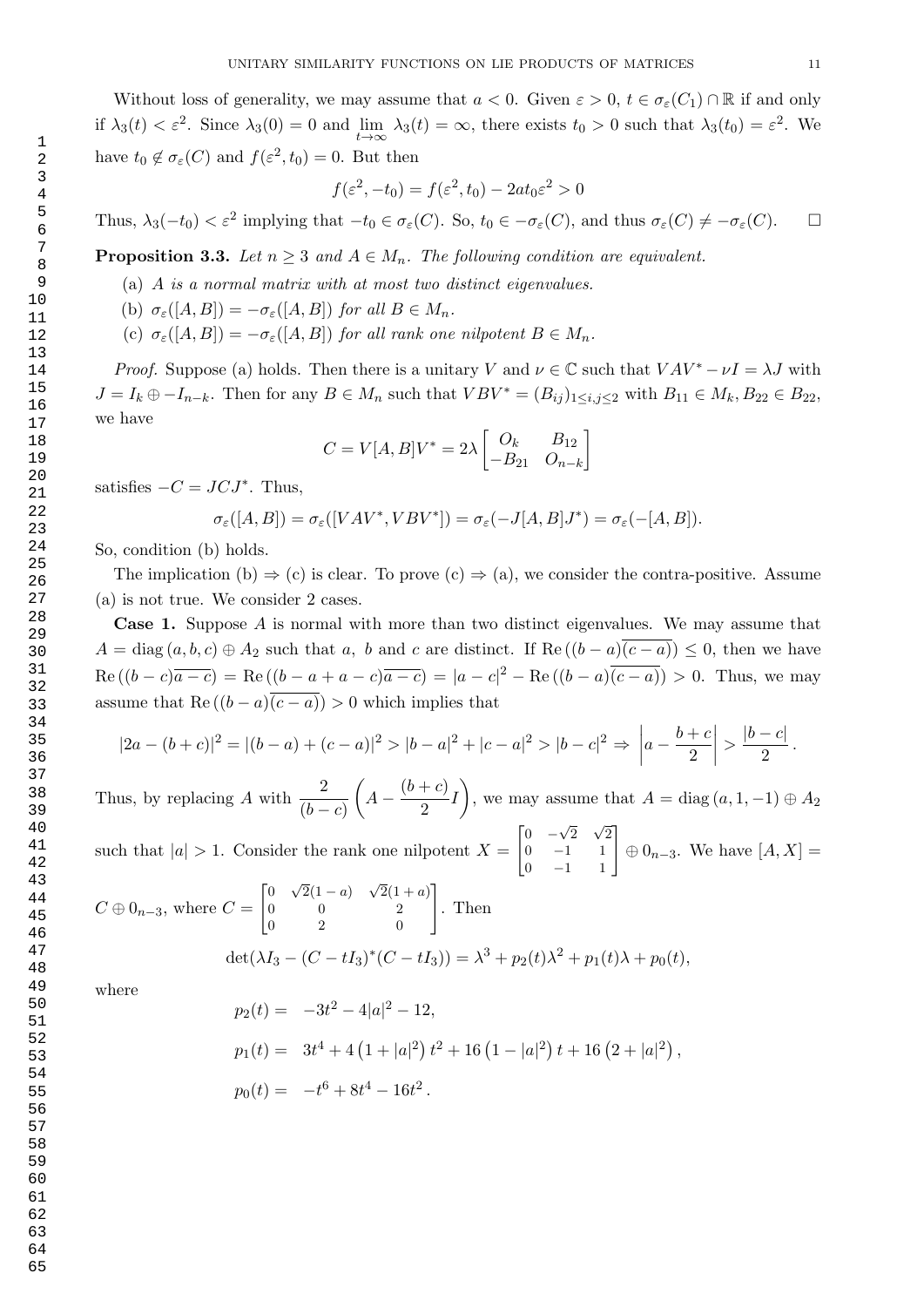Without loss of generality, we may assume that $a < 0$. Given $\varepsilon > 0$, $t \in \sigma_\varepsilon(C_1) \cap \mathbb{R}$ if and only if $\lambda_3(t) < \varepsilon^2$. Since $\lambda_3(0) = 0$ and $\lim_{t\to\infty} \lambda_3(t) = \infty$, there exists $t_0 > 0$ such that $\lambda_3(t_0) = \varepsilon^2$. We have $t_0 \notin \sigma_\varepsilon(C)$ and $f(\varepsilon^2, t_0) = 0$. But then

$$f(\varepsilon^2, -t_0) = f(\varepsilon^2, t_0) - 2at_0\varepsilon^2 > 0$$

Thus, $\lambda_3(-t_0) < \varepsilon^2$ implying that $-t_0 \in \sigma_\varepsilon(C)$. So, $t_0 \in -\sigma_\varepsilon(C)$, and thus $\sigma_\varepsilon(C) \neq -\sigma_\varepsilon(C)$. $\square$

**Proposition 3.3.** *Let $n \geq 3$ and $A \in M_n$. The following condition are equivalent.*

(a) *$A$ is a normal matrix with at most two distinct eigenvalues.*

(b) *$\sigma_\varepsilon([A, B]) = -\sigma_\varepsilon([A, B])$ for all $B \in M_n$.*

(c) *$\sigma_\varepsilon([A, B]) = -\sigma_\varepsilon([A, B])$ for all rank one nilpotent $B \in M_n$.*

*Proof.* Suppose (a) holds. Then there is a unitary $V$ and $\nu \in \mathbb{C}$ such that $VAV^* - \nu I = \lambda J$ with $J = I_k \oplus -I_{n-k}$. Then for any $B \in M_n$ such that $VBV^* = (B_{ij})_{1\leq i,j\leq 2}$ with $B_{11} \in M_k, B_{22} \in B_{22}$, we have

$$C = V[A, B]V^* = 2\lambda \begin{bmatrix} O_k & B_{12} \\ -B_{21} & O_{n-k} \end{bmatrix}$$

satisfies $-C = JCJ^*$. Thus,

$$\sigma_\varepsilon([A, B]) = \sigma_\varepsilon([VAV^*, VBV^*]) = \sigma_\varepsilon(-J[A, B]J^*) = \sigma_\varepsilon(-[A, B]).$$

So, condition (b) holds.

The implication (b) $\Rightarrow$ (c) is clear. To prove (c) $\Rightarrow$ (a), we consider the contra-positive. Assume (a) is not true. We consider 2 cases.

**Case 1.** Suppose $A$ is normal with more than two distinct eigenvalues. We may assume that $A = \operatorname{diag}(a, b, c) \oplus A_2$ such that $a$, $b$ and $c$ are distinct. If $\operatorname{Re}((b-a)\overline{(c-a)}) \leq 0$, then we have $\operatorname{Re}((b-c)\overline{a-c}) = \operatorname{Re}((b-a+a-c)\overline{a-c}) = |a-c|^2 - \operatorname{Re}((b-a)\overline{(c-a)}) > 0$. Thus, we may assume that $\operatorname{Re}((b-a)\overline{(c-a)}) > 0$ which implies that

$$|2a-(b+c)|^2 = |(b-a)+(c-a)|^2 > |b-a|^2 + |c-a|^2 > |b-c|^2 \Rightarrow \left| a - \frac{b+c}{2} \right| > \frac{|b-c|}{2}.$$

Thus, by replacing $A$ with $\dfrac{2}{(b-c)}\left(A - \dfrac{(b+c)}{2}I\right)$, we may assume that $A = \operatorname{diag}(a, 1, -1) \oplus A_2$ such that $|a| > 1$. Consider the rank one nilpotent $X = \begin{bmatrix} 0 & -\sqrt{2} & \sqrt{2} \\ 0 & -1 & 1 \\ 0 & -1 & 1 \end{bmatrix} \oplus 0_{n-3}$. We have $[A, X] = C \oplus 0_{n-3}$, where $C = \begin{bmatrix} 0 & \sqrt{2}(1-a) & \sqrt{2}(1+a) \\ 0 & 0 & 2 \\ 0 & 2 & 0 \end{bmatrix}$. Then

$$\det(\lambda I_3 - (C - tI_3)^*(C - tI_3)) = \lambda^3 + p_2(t)\lambda^2 + p_1(t)\lambda + p_0(t),$$

where

$$\begin{aligned}
p_2(t) &= \ -3t^2 - 4|a|^2 - 12, \\
p_1(t) &= \ 3t^4 + 4\left(1 + |a|^2\right)t^2 + 16\left(1 - |a|^2\right)t + 16\left(2 + |a|^2\right), \\
p_0(t) &= \ -t^6 + 8t^4 - 16t^2.
\end{aligned}$$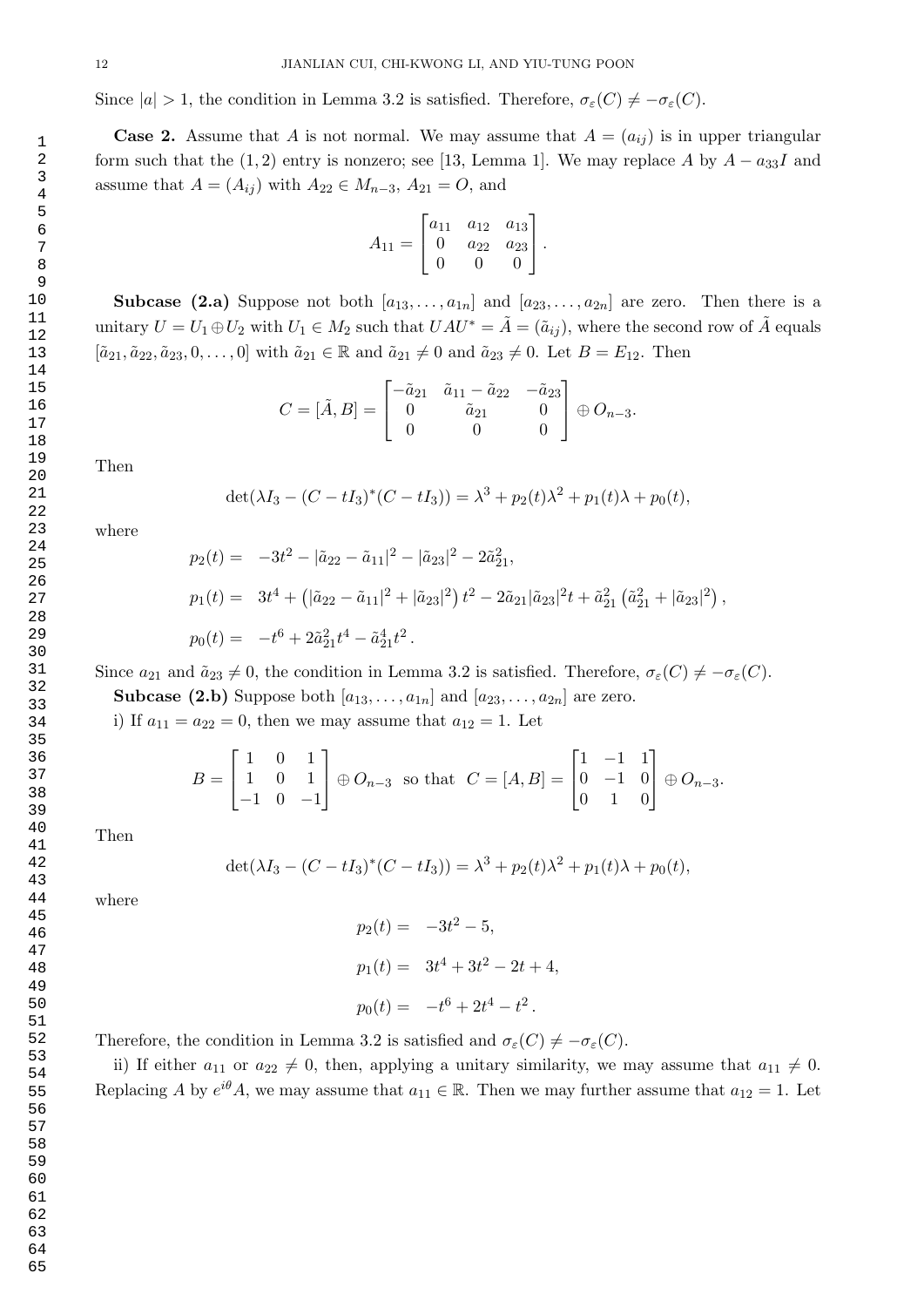Since $|a| > 1$, the condition in Lemma 3.2 is satisfied. Therefore, $\sigma_\varepsilon(C) \neq -\sigma_\varepsilon(C)$.

**Case 2.** Assume that $A$ is not normal. We may assume that $A = (a_{ij})$ is in upper triangular form such that the $(1, 2)$ entry is nonzero; see [13, Lemma 1]. We may replace $A$ by $A - a_{33}I$ and assume that $A = (A_{ij})$ with $A_{22} \in M_{n-3}$, $A_{21} = O$, and

$$A_{11} = \begin{bmatrix} a_{11} & a_{12} & a_{13} \\ 0 & a_{22} & a_{23} \\ 0 & 0 & 0 \end{bmatrix}.$$

**Subcase (2.a)** Suppose not both $[a_{13}, \ldots, a_{1n}]$ and $[a_{23}, \ldots, a_{2n}]$ are zero. Then there is a unitary $U = U_1 \oplus U_2$ with $U_1 \in M_2$ such that $UAU^* = \tilde{A} = (\tilde{a}_{ij})$, where the second row of $\tilde{A}$ equals $[\tilde{a}_{21}, \tilde{a}_{22}, \tilde{a}_{23}, 0, \ldots, 0]$ with $\tilde{a}_{21} \in \mathbb{R}$ and $\tilde{a}_{21} \neq 0$ and $\tilde{a}_{23} \neq 0$. Let $B = E_{12}$. Then

$$C = [\tilde{A}, B] = \begin{bmatrix} -\tilde{a}_{21} & \tilde{a}_{11} - \tilde{a}_{22} & -\tilde{a}_{23} \\ 0 & \tilde{a}_{21} & 0 \\ 0 & 0 & 0 \end{bmatrix} \oplus O_{n-3}.$$

Then

$$\det(\lambda I_3 - (C - tI_3)^*(C - tI_3)) = \lambda^3 + p_2(t)\lambda^2 + p_1(t)\lambda + p_0(t),$$

where

$$\begin{aligned}
p_2(t) = &\ -3t^2 - |\tilde{a}_{22} - \tilde{a}_{11}|^2 - |\tilde{a}_{23}|^2 - 2\tilde{a}_{21}^2, \\
p_1(t) = &\ 3t^4 + \left(|\tilde{a}_{22} - \tilde{a}_{11}|^2 + |\tilde{a}_{23}|^2\right)t^2 - 2\tilde{a}_{21}|\tilde{a}_{23}|^2 t + \tilde{a}_{21}^2\left(\tilde{a}_{21}^2 + |\tilde{a}_{23}|^2\right), \\
p_0(t) = &\ -t^6 + 2\tilde{a}_{21}^2 t^4 - \tilde{a}_{21}^4 t^2.
\end{aligned}$$

Since $a_{21}$ and $\tilde{a}_{23} \neq 0$, the condition in Lemma 3.2 is satisfied. Therefore, $\sigma_\varepsilon(C) \neq -\sigma_\varepsilon(C)$.

**Subcase (2.b)** Suppose both $[a_{13}, \ldots, a_{1n}]$ and $[a_{23}, \ldots, a_{2n}]$ are zero.

i) If $a_{11} = a_{22} = 0$, then we may assume that $a_{12} = 1$. Let

$$B = \begin{bmatrix} 1 & 0 & 1 \\ 1 & 0 & 1 \\ -1 & 0 & -1 \end{bmatrix} \oplus O_{n-3} \ \text{ so that } \ C = [A, B] = \begin{bmatrix} 1 & -1 & 1 \\ 0 & -1 & 0 \\ 0 & 1 & 0 \end{bmatrix} \oplus O_{n-3}.$$

Then

$$\det(\lambda I_3 - (C - tI_3)^*(C - tI_3)) = \lambda^3 + p_2(t)\lambda^2 + p_1(t)\lambda + p_0(t),$$

where

$$\begin{aligned}
p_2(t) = &\ -3t^2 - 5, \\
p_1(t) = &\ 3t^4 + 3t^2 - 2t + 4, \\
p_0(t) = &\ -t^6 + 2t^4 - t^2.
\end{aligned}$$

Therefore, the condition in Lemma 3.2 is satisfied and $\sigma_\varepsilon(C) \neq -\sigma_\varepsilon(C)$.

ii) If either $a_{11}$ or $a_{22} \neq 0$, then, applying a unitary similarity, we may assume that $a_{11} \neq 0$. Replacing $A$ by $e^{i\theta}A$, we may assume that $a_{11} \in \mathbb{R}$. Then we may further assume that $a_{12} = 1$. Let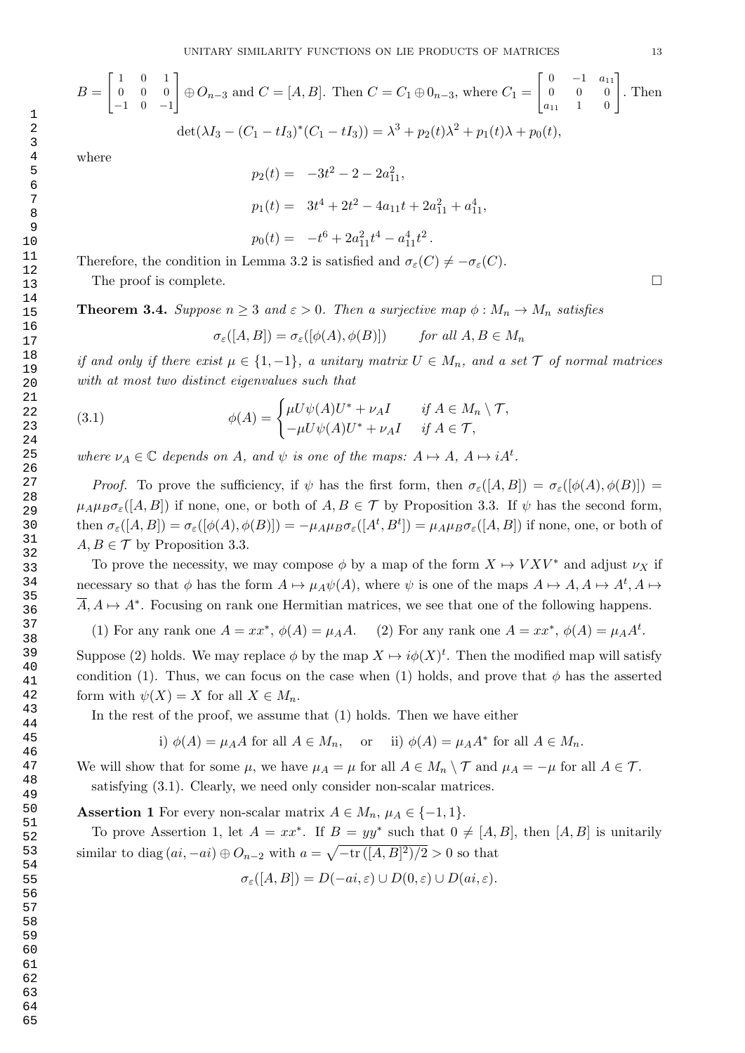$B = \begin{bmatrix} 1 & 0 & 1 \\ 0 & 0 & 0 \\ -1 & 0 & -1 \end{bmatrix} \oplus O_{n-3}$ and $C = [A, B]$. Then $C = C_1 \oplus 0_{n-3}$, where $C_1 = \begin{bmatrix} 0 & -1 & a_{11} \\ 0 & 0 & 0 \\ a_{11} & 1 & 0 \end{bmatrix}$. Then

$$\det(\lambda I_3 - (C_1 - tI_3)^*(C_1 - tI_3)) = \lambda^3 + p_2(t)\lambda^2 + p_1(t)\lambda + p_0(t),$$

where

$$p_2(t) = \ -3t^2 - 2 - 2a_{11}^2,$$

$$p_1(t) = \ 3t^4 + 2t^2 - 4a_{11}t + 2a_{11}^2 + a_{11}^4,$$

$$p_0(t) = \ -t^6 + 2a_{11}^2 t^4 - a_{11}^4 t^2 .$$

Therefore, the condition in Lemma 3.2 is satisfied and $\sigma_\varepsilon(C) \neq -\sigma_\varepsilon(C)$.

The proof is complete. □

**Theorem 3.4.** *Suppose $n \geq 3$ and $\varepsilon > 0$. Then a surjective map $\phi : M_n \to M_n$ satisfies*

$$\sigma_\varepsilon([A, B]) = \sigma_\varepsilon([\phi(A), \phi(B)]) \qquad \text{for all } A, B \in M_n$$

*if and only if there exist $\mu \in \{1, -1\}$, a unitary matrix $U \in M_n$, and a set $\mathcal{T}$ of normal matrices with at most two distinct eigenvalues such that*

$$\phi(A) = \begin{cases} \mu U \psi(A) U^* + \nu_A I & \text{if } A \in M_n \setminus \mathcal{T}, \\ -\mu U \psi(A) U^* + \nu_A I & \text{if } A \in \mathcal{T}, \end{cases} \tag{3.1}$$

*where $\nu_A \in \mathbb{C}$ depends on $A$, and $\psi$ is one of the maps: $A \mapsto A$, $A \mapsto iA^t$.*

*Proof.* To prove the sufficiency, if $\psi$ has the first form, then $\sigma_\varepsilon([A, B]) = \sigma_\varepsilon([\phi(A), \phi(B)]) = \mu_A \mu_B \sigma_\varepsilon([A, B])$ if none, one, or both of $A, B \in \mathcal{T}$ by Proposition 3.3. If $\psi$ has the second form, then $\sigma_\varepsilon([A, B]) = \sigma_\varepsilon([\phi(A), \phi(B)]) = -\mu_A \mu_B \sigma_\varepsilon([A^t, B^t]) = \mu_A \mu_B \sigma_\varepsilon([A, B])$ if none, one, or both of $A, B \in \mathcal{T}$ by Proposition 3.3.

To prove the necessity, we may compose $\phi$ by a map of the form $X \mapsto VXV^*$ and adjust $\nu_X$ if necessary so that $\phi$ has the form $A \mapsto \mu_A \psi(A)$, where $\psi$ is one of the maps $A \mapsto A, A \mapsto A^t, A \mapsto \overline{A}, A \mapsto A^*$. Focusing on rank one Hermitian matrices, we see that one of the following happens.

(1) For any rank one $A = xx^*$, $\phi(A) = \mu_A A$. (2) For any rank one $A = xx^*$, $\phi(A) = \mu_A A^t$.

Suppose (2) holds. We may replace $\phi$ by the map $X \mapsto i\phi(X)^t$. Then the modified map will satisfy condition (1). Thus, we can focus on the case when (1) holds, and prove that $\phi$ has the asserted form with $\psi(X) = X$ for all $X \in M_n$.

In the rest of the proof, we assume that (1) holds. Then we have either

$$\text{i) } \phi(A) = \mu_A A \text{ for all } A \in M_n, \quad \text{or} \quad \text{ii) } \phi(A) = \mu_A A^* \text{ for all } A \in M_n.$$

We will show that for some $\mu$, we have $\mu_A = \mu$ for all $A \in M_n \setminus \mathcal{T}$ and $\mu_A = -\mu$ for all $A \in \mathcal{T}$. satisfying (3.1). Clearly, we need only consider non-scalar matrices.

**Assertion 1** For every non-scalar matrix $A \in M_n$, $\mu_A \in \{-1, 1\}$.

To prove Assertion 1, let $A = xx^*$. If $B = yy^*$ such that $0 \neq [A, B]$, then $[A, B]$ is unitarily similar to $\mathrm{diag}\,(ai, -ai) \oplus O_{n-2}$ with $a = \sqrt{-\mathrm{tr}\,([A, B]^2)/2} > 0$ so that

$$\sigma_\varepsilon([A, B]) = D(-ai, \varepsilon) \cup D(0, \varepsilon) \cup D(ai, \varepsilon).$$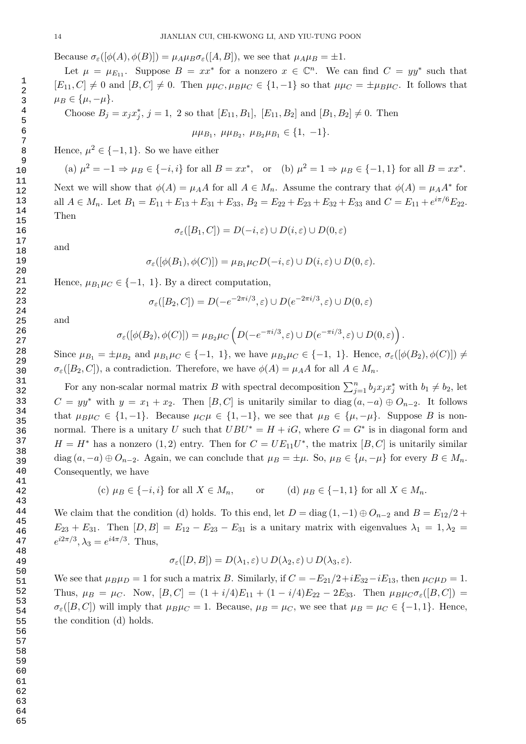Because $\sigma_\varepsilon([\phi(A), \phi(B)]) = \mu_A\mu_B\sigma_\varepsilon([A,B])$, we see that $\mu_A\mu_B = \pm 1$.

Let $\mu = \mu_{E_{11}}$. Suppose $B = xx^*$ for a nonzero $x \in \mathbb{C}^n$. We can find $C = yy^*$ such that $[E_{11}, C] \neq 0$ and $[B, C] \neq 0$. Then $\mu\mu_C, \mu_B\mu_C \in \{1, -1\}$ so that $\mu\mu_C = \pm\mu_B\mu_C$. It follows that $\mu_B \in \{\mu, -\mu\}$.

Choose $B_j = x_jx_j^*$, $j = 1,\ 2$ so that $[E_{11}, B_1]$, $[E_{11}, B_2]$ and $[B_1, B_2] \neq 0$. Then

$$\mu\mu_{B_1},\ \mu\mu_{B_2},\ \mu_{B_2}\mu_{B_1} \in \{1,\ -1\}.$$

Hence, $\mu^2 \in \{-1, 1\}$. So we have either

(a) $\mu^2 = -1 \Rightarrow \mu_B \in \{-i, i\}$ for all $B = xx^*$, or (b) $\mu^2 = 1 \Rightarrow \mu_B \in \{-1, 1\}$ for all $B = xx^*$.

Next we will show that $\phi(A) = \mu_A A$ for all $A \in M_n$. Assume the contrary that $\phi(A) = \mu_A A^*$ for all $A \in M_n$. Let $B_1 = E_{11} + E_{13} + E_{31} + E_{33}$, $B_2 = E_{22} + E_{23} + E_{32} + E_{33}$ and $C = E_{11} + e^{i\pi/6}E_{22}$. Then

$$\sigma_\varepsilon([B_1, C]) = D(-i, \varepsilon) \cup D(i, \varepsilon) \cup D(0, \varepsilon)$$

and

$$\sigma_\varepsilon([\phi(B_1), \phi(C)]) = \mu_{B_1}\mu_C D(-i, \varepsilon) \cup D(i, \varepsilon) \cup D(0, \varepsilon).$$

Hence, $\mu_{B_1}\mu_C \in \{-1,\ 1\}$. By a direct computation,

$$\sigma_\varepsilon([B_2, C]) = D(-e^{-2\pi i/3}, \varepsilon) \cup D(e^{-2\pi i/3}, \varepsilon) \cup D(0, \varepsilon)$$

and

$$\sigma_\varepsilon([\phi(B_2), \phi(C)]) = \mu_{B_2}\mu_C \left( D(-e^{-\pi i/3}, \varepsilon) \cup D(e^{-\pi i/3}, \varepsilon) \cup D(0, \varepsilon) \right).$$

Since $\mu_{B_1} = \pm\mu_{B_2}$ and $\mu_{B_1}\mu_C \in \{-1,\ 1\}$, we have $\mu_{B_2}\mu_C \in \{-1,\ 1\}$. Hence, $\sigma_\varepsilon([\phi(B_2), \phi(C)]) \neq \sigma_\varepsilon([B_2, C])$, a contradiction. Therefore, we have $\phi(A) = \mu_A A$ for all $A \in M_n$.

For any non-scalar normal matrix $B$ with spectral decomposition $\sum_{j=1}^n b_jx_jx_j^*$ with $b_1 \neq b_2$, let $C = yy^*$ with $y = x_1 + x_2$. Then $[B, C]$ is unitarily similar to $\operatorname{diag}(a, -a) \oplus O_{n-2}$. It follows that $\mu_B\mu_C \in \{1, -1\}$. Because $\mu_C\mu \in \{1, -1\}$, we see that $\mu_B \in \{\mu, -\mu\}$. Suppose $B$ is non-normal. There is a unitary $U$ such that $UBU^* = H + iG$, where $G = G^*$ is in diagonal form and $H = H^*$ has a nonzero $(1, 2)$ entry. Then for $C = UE_{11}U^*$, the matrix $[B, C]$ is unitarily similar $\operatorname{diag}(a, -a) \oplus O_{n-2}$. Again, we can conclude that $\mu_B = \pm\mu$. So, $\mu_B \in \{\mu, -\mu\}$ for every $B \in M_n$. Consequently, we have

(c) $\mu_B \in \{-i, i\}$ for all $X \in M_n$, or (d) $\mu_B \in \{-1, 1\}$ for all $X \in M_n$.

We claim that the condition (d) holds. To this end, let $D = \operatorname{diag}(1, -1) \oplus O_{n-2}$ and $B = E_{12}/2 + E_{23} + E_{31}$. Then $[D, B] = E_{12} - E_{23} - E_{31}$ is a unitary matrix with eigenvalues $\lambda_1 = 1, \lambda_2 = e^{i2\pi/3}, \lambda_3 = e^{i4\pi/3}$. Thus,

$$\sigma_\varepsilon([D, B]) = D(\lambda_1, \varepsilon) \cup D(\lambda_2, \varepsilon) \cup D(\lambda_3, \varepsilon).$$

We see that $\mu_B\mu_D = 1$ for such a matrix $B$. Similarly, if $C = -E_{21}/2 + iE_{32} - iE_{13}$, then $\mu_C\mu_D = 1$. Thus, $\mu_B = \mu_C$. Now, $[B, C] = (1 + i/4)E_{11} + (1 - i/4)E_{22} - 2E_{33}$. Then $\mu_B\mu_C\sigma_\varepsilon([B, C]) = \sigma_\varepsilon([B, C])$ will imply that $\mu_B\mu_C = 1$. Because, $\mu_B = \mu_C$, we see that $\mu_B = \mu_C \in \{-1, 1\}$. Hence, the condition (d) holds.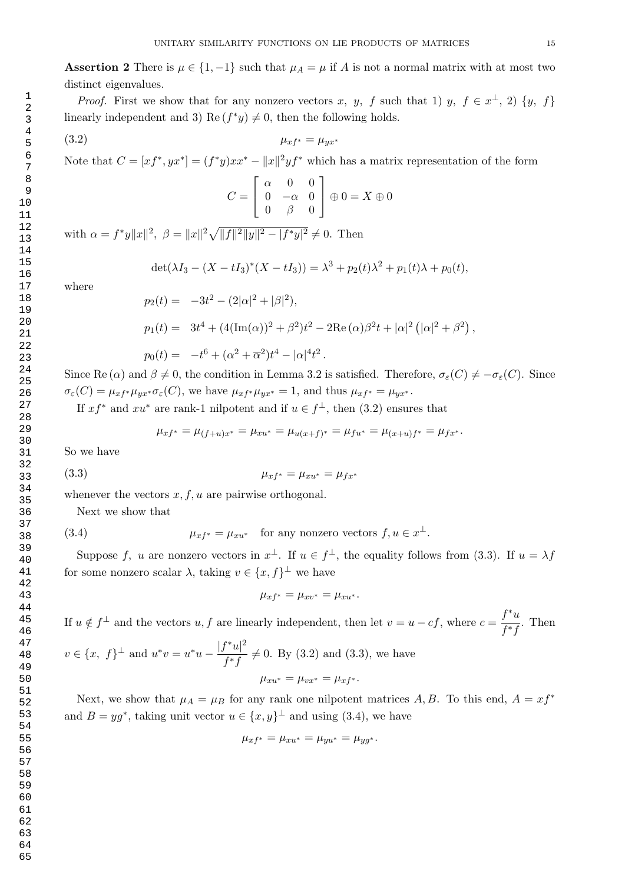**Assertion 2** There is $\mu \in \{1, -1\}$ such that $\mu_A = \mu$ if $A$ is not a normal matrix with at most two distinct eigenvalues.

*Proof.* First we show that for any nonzero vectors $x,\ y,\ f$ such that 1) $y,\ f \in x^\perp$, 2) $\{y,\ f\}$ linearly independent and 3) $\mathrm{Re}\,(f^*y) \neq 0$, then the following holds.

$$\mu_{xf^*} = \mu_{yx^*} \tag{3.2}$$

Note that $C = [xf^*, yx^*] = (f^*y)xx^* - \|x\|^2 yf^*$ which has a matrix representation of the form

$$C = \begin{bmatrix} \alpha & 0 & 0 \\ 0 & -\alpha & 0 \\ 0 & \beta & 0 \end{bmatrix} \oplus 0 = X \oplus 0$$

with $\alpha = f^*y\|x\|^2,\ \beta = \|x\|^2\sqrt{\|f\|^2\|y\|^2 - |f^*y|^2} \neq 0$. Then

$$\det(\lambda I_3 - (X - tI_3)^*(X - tI_3)) = \lambda^3 + p_2(t)\lambda^2 + p_1(t)\lambda + p_0(t),$$

where

$$p_2(t) = \ -3t^2 - (2|\alpha|^2 + |\beta|^2),$$

$$p_1(t) = \ 3t^4 + (4(\mathrm{Im}(\alpha))^2 + \beta^2)t^2 - 2\mathrm{Re}\,(\alpha)\beta^2 t + |\alpha|^2\left(|\alpha|^2 + \beta^2\right),$$

$$p_0(t) = \ -t^6 + (\alpha^2 + \overline{\alpha}^2)t^4 - |\alpha|^4 t^2\,.$$

Since $\mathrm{Re}\,(\alpha)$ and $\beta \neq 0$, the condition in Lemma 3.2 is satisfied. Therefore, $\sigma_\varepsilon(C) \neq -\sigma_\varepsilon(C)$. Since $\sigma_\varepsilon(C) = \mu_{xf^*}\mu_{yx^*}\sigma_\varepsilon(C)$, we have $\mu_{xf^*}\mu_{yx^*} = 1$, and thus $\mu_{xf^*} = \mu_{yx^*}$.

If $xf^*$ and $xu^*$ are rank-1 nilpotent and if $u \in f^\perp$, then (3.2) ensures that

$$\mu_{xf^*} = \mu_{(f+u)x^*} = \mu_{xu^*} = \mu_{u(x+f)^*} = \mu_{fu^*} = \mu_{(x+u)f^*} = \mu_{fx^*}.$$

So we have

$$\mu_{xf^*} = \mu_{xu^*} = \mu_{fx^*} \tag{3.3}$$

whenever the vectors $x, f, u$ are pairwise orthogonal.

Next we show that

$$\mu_{xf^*} = \mu_{xu^*} \quad \text{for any nonzero vectors } f, u \in x^\perp. \tag{3.4}$$

Suppose $f,\ u$ are nonzero vectors in $x^\perp$. If $u \in f^\perp$, the equality follows from (3.3). If $u = \lambda f$ for some nonzero scalar $\lambda$, taking $v \in \{x, f\}^\perp$ we have

$$\mu_{xf^*} = \mu_{xv^*} = \mu_{xu^*}.$$

If $u \notin f^\perp$ and the vectors $u, f$ are linearly independent, then let $v = u - cf$, where $c = \dfrac{f^*u}{f^*f}$. Then $v \in \{x,\ f\}^\perp$ and $u^*v = u^*u - \dfrac{|f^*u|^2}{f^*f} \neq 0$. By (3.2) and (3.3), we have

$$\mu_{xu^*} = \mu_{vx^*} = \mu_{xf^*}.$$

Next, we show that $\mu_A = \mu_B$ for any rank one nilpotent matrices $A, B$. To this end, $A = xf^*$ and $B = yg^*$, taking unit vector $u \in \{x, y\}^\perp$ and using (3.4), we have

$$\mu_{xf^*} = \mu_{xu^*} = \mu_{yu^*} = \mu_{yg^*}.$$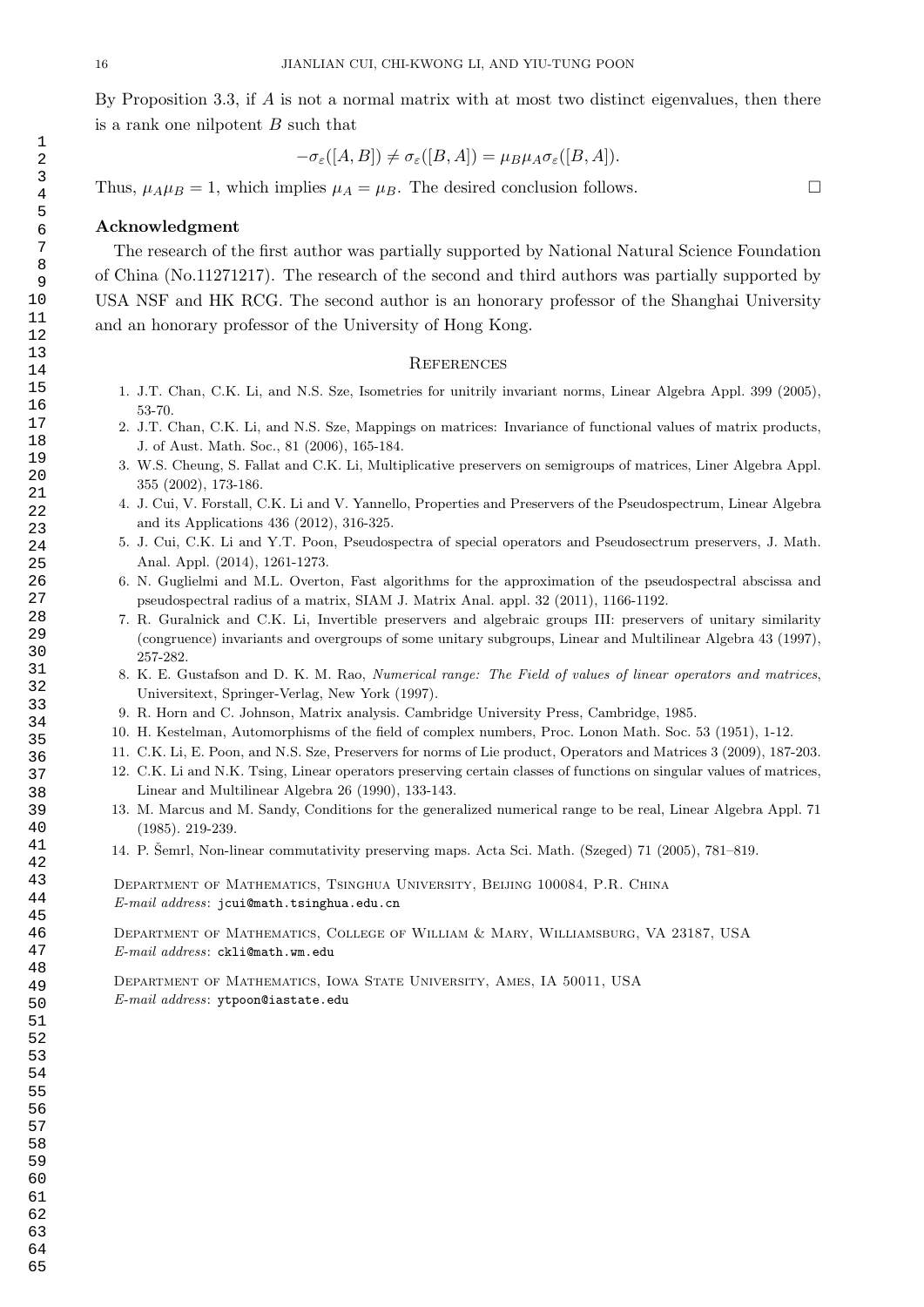By Proposition 3.3, if $A$ is not a normal matrix with at most two distinct eigenvalues, then there is a rank one nilpotent $B$ such that

$$-\sigma_\varepsilon([A, B]) \neq \sigma_\varepsilon([B, A]) = \mu_B \mu_A \sigma_\varepsilon([B, A]).$$

Thus, $\mu_A \mu_B = 1$, which implies $\mu_A = \mu_B$. The desired conclusion follows. $\square$

## Acknowledgment

The research of the first author was partially supported by National Natural Science Foundation of China (No.11271217). The research of the second and third authors was partially supported by USA NSF and HK RCG. The second author is an honorary professor of the Shanghai University and an honorary professor of the University of Hong Kong.

## References

1. J.T. Chan, C.K. Li, and N.S. Sze, Isometries for unitrily invariant norms, Linear Algebra Appl. 399 (2005), 53-70.
2. J.T. Chan, C.K. Li, and N.S. Sze, Mappings on matrices: Invariance of functional values of matrix products, J. of Aust. Math. Soc., 81 (2006), 165-184.
3. W.S. Cheung, S. Fallat and C.K. Li, Multiplicative preservers on semigroups of matrices, Liner Algebra Appl. 355 (2002), 173-186.
4. J. Cui, V. Forstall, C.K. Li and V. Yannello, Properties and Preservers of the Pseudospectrum, Linear Algebra and its Applications 436 (2012), 316-325.
5. J. Cui, C.K. Li and Y.T. Poon, Pseudospectra of special operators and Pseudosectrum preservers, J. Math. Anal. Appl. (2014), 1261-1273.
6. N. Guglielmi and M.L. Overton, Fast algorithms for the approximation of the pseudospectral abscissa and pseudospectral radius of a matrix, SIAM J. Matrix Anal. appl. 32 (2011), 1166-1192.
7. R. Guralnick and C.K. Li, Invertible preservers and algebraic groups III: preservers of unitary similarity (congruence) invariants and overgroups of some unitary subgroups, Linear and Multilinear Algebra 43 (1997), 257-282.
8. K. E. Gustafson and D. K. M. Rao, *Numerical range: The Field of values of linear operators and matrices*, Universitext, Springer-Verlag, New York (1997).
9. R. Horn and C. Johnson, Matrix analysis. Cambridge University Press, Cambridge, 1985.
10. H. Kestelman, Automorphisms of the field of complex numbers, Proc. Lonon Math. Soc. 53 (1951), 1-12.
11. C.K. Li, E. Poon, and N.S. Sze, Preservers for norms of Lie product, Operators and Matrices 3 (2009), 187-203.
12. C.K. Li and N.K. Tsing, Linear operators preserving certain classes of functions on singular values of matrices, Linear and Multilinear Algebra 26 (1990), 133-143.
13. M. Marcus and M. Sandy, Conditions for the generalized numerical range to be real, Linear Algebra Appl. 71 (1985). 219-239.
14. P. Šemrl, Non-linear commutativity preserving maps. Acta Sci. Math. (Szeged) 71 (2005), 781–819.

Department of Mathematics, Tsinghua University, Beijing 100084, P.R. China
*E-mail address*: jcui@math.tsinghua.edu.cn

Department of Mathematics, College of William & Mary, Williamsburg, VA 23187, USA
*E-mail address*: ckli@math.wm.edu

Department of Mathematics, Iowa State University, Ames, IA 50011, USA
*E-mail address*: ytpoon@iastate.edu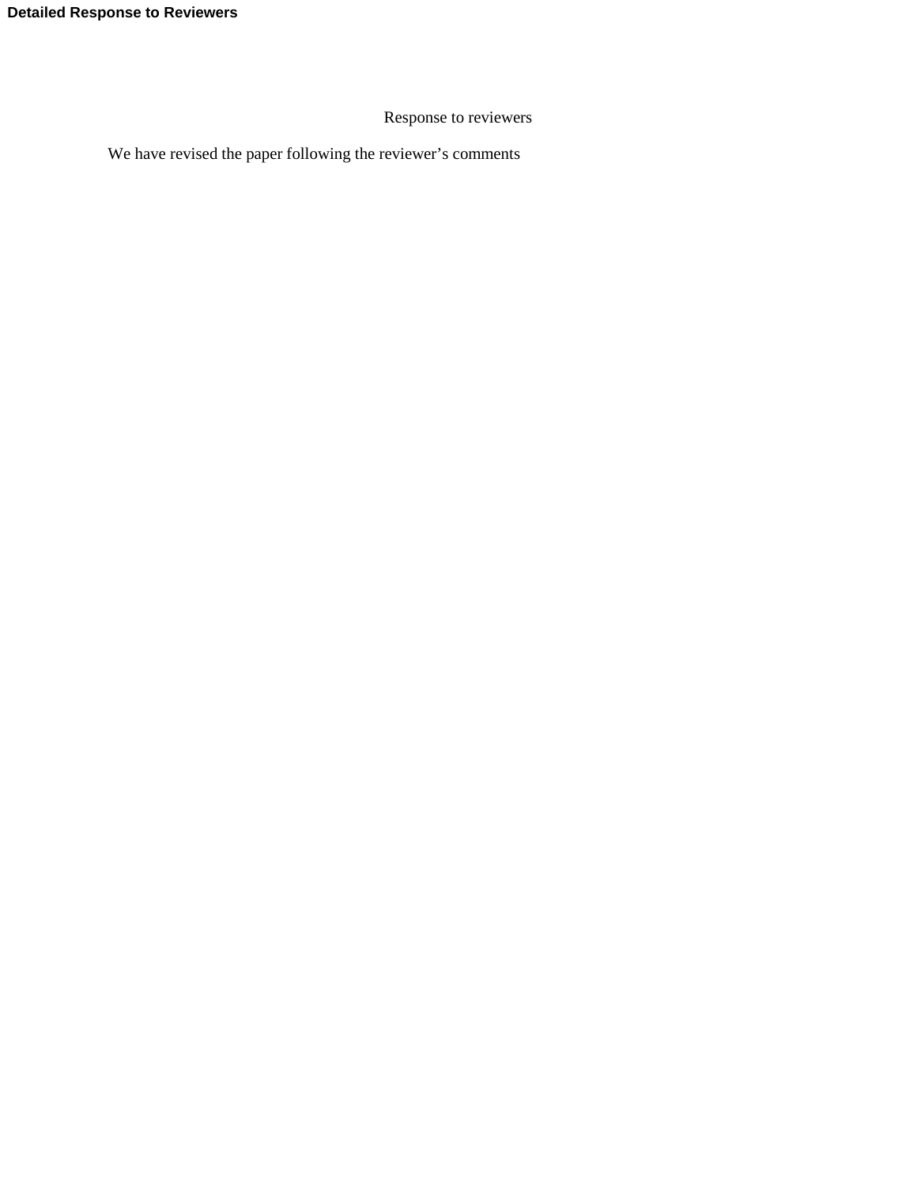**Detailed Response to Reviewers**

Response to reviewers

We have revised the paper following the reviewer’s comments